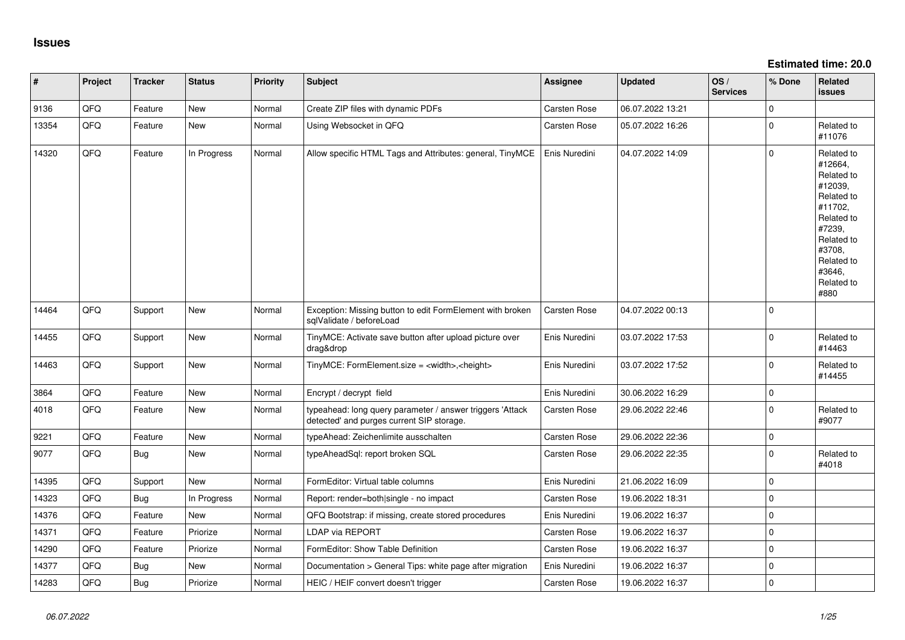## Issues

**Estimated time: 20.0**

| # | Project | Tracker | Status | Priority | Subject | Assignee | Updated | OS / Services | % Done | Related issues |
|---|---|---|---|---|---|---|---|---|---|---|
| 9136 | QFQ | Feature | New | Normal | Create ZIP files with dynamic PDFs | Carsten Rose | 06.07.2022 13:21 | | 0 | |
| 13354 | QFQ | Feature | New | Normal | Using Websocket in QFQ | Carsten Rose | 05.07.2022 16:26 | | 0 | Related to #11076 |
| 14320 | QFQ | Feature | In Progress | Normal | Allow specific HTML Tags and Attributes: general, TinyMCE | Enis Nuredini | 04.07.2022 14:09 | | 0 | Related to #12664, Related to #12039, Related to #11702, Related to #7239, Related to #3708, Related to #3646, Related to #880 |
| 14464 | QFQ | Support | New | Normal | Exception: Missing button to edit FormElement with broken sqlValidate / beforeLoad | Carsten Rose | 04.07.2022 00:13 | | 0 | |
| 14455 | QFQ | Support | New | Normal | TinyMCE: Activate save button after upload picture over drag&drop | Enis Nuredini | 03.07.2022 17:53 | | 0 | Related to #14463 |
| 14463 | QFQ | Support | New | Normal | TinyMCE: FormElement.size = <width>,<height> | Enis Nuredini | 03.07.2022 17:52 | | 0 | Related to #14455 |
| 3864 | QFQ | Feature | New | Normal | Encrypt / decrypt field | Enis Nuredini | 30.06.2022 16:29 | | 0 | |
| 4018 | QFQ | Feature | New | Normal | typeahead: long query parameter / answer triggers 'Attack detected' and purges current SIP storage. | Carsten Rose | 29.06.2022 22:46 | | 0 | Related to #9077 |
| 9221 | QFQ | Feature | New | Normal | typeAhead: Zeichenlimite ausschalten | Carsten Rose | 29.06.2022 22:36 | | 0 | |
| 9077 | QFQ | Bug | New | Normal | typeAheadSql: report broken SQL | Carsten Rose | 29.06.2022 22:35 | | 0 | Related to #4018 |
| 14395 | QFQ | Support | New | Normal | FormEditor: Virtual table columns | Enis Nuredini | 21.06.2022 16:09 | | 0 | |
| 14323 | QFQ | Bug | In Progress | Normal | Report: render=both\|single - no impact | Carsten Rose | 19.06.2022 18:31 | | 0 | |
| 14376 | QFQ | Feature | New | Normal | QFQ Bootstrap: if missing, create stored procedures | Enis Nuredini | 19.06.2022 16:37 | | 0 | |
| 14371 | QFQ | Feature | Priorize | Normal | LDAP via REPORT | Carsten Rose | 19.06.2022 16:37 | | 0 | |
| 14290 | QFQ | Feature | Priorize | Normal | FormEditor: Show Table Definition | Carsten Rose | 19.06.2022 16:37 | | 0 | |
| 14377 | QFQ | Bug | New | Normal | Documentation > General Tips: white page after migration | Enis Nuredini | 19.06.2022 16:37 | | 0 | |
| 14283 | QFQ | Bug | Priorize | Normal | HEIC / HEIF convert doesn't trigger | Carsten Rose | 19.06.2022 16:37 | | 0 | |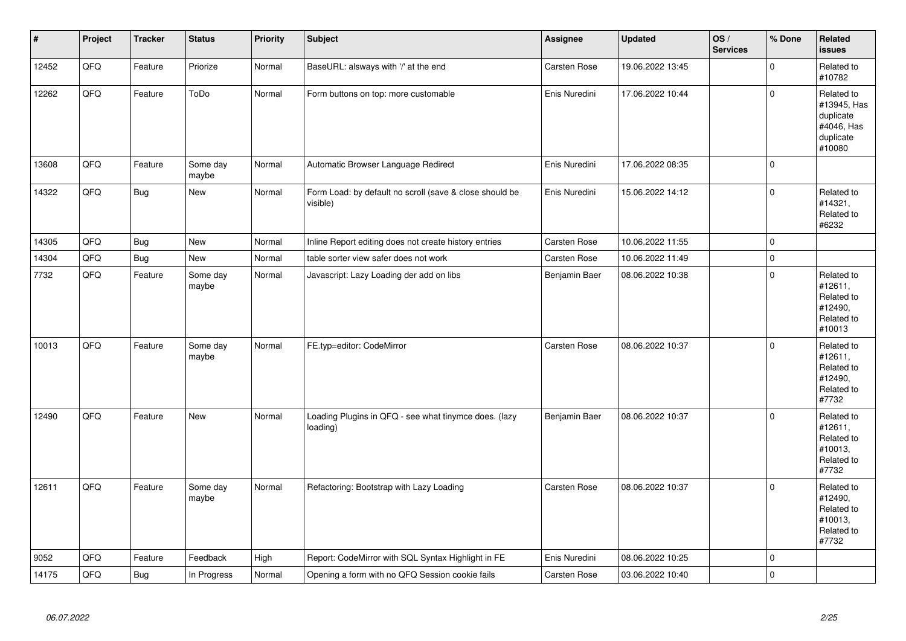| # | Project | Tracker | Status | Priority | Subject | Assignee | Updated | OS / Services | % Done | Related issues |
|---|---|---|---|---|---|---|---|---|---|---|
| 12452 | QFQ | Feature | Priorize | Normal | BaseURL: alsways with '/' at the end | Carsten Rose | 19.06.2022 13:45 | | 0 | Related to #10782 |
| 12262 | QFQ | Feature | ToDo | Normal | Form buttons on top: more customable | Enis Nuredini | 17.06.2022 10:44 | | 0 | Related to #13945, Has duplicate #4046, Has duplicate #10080 |
| 13608 | QFQ | Feature | Some day maybe | Normal | Automatic Browser Language Redirect | Enis Nuredini | 17.06.2022 08:35 | | 0 | |
| 14322 | QFQ | Bug | New | Normal | Form Load: by default no scroll (save & close should be visible) | Enis Nuredini | 15.06.2022 14:12 | | 0 | Related to #14321, Related to #6232 |
| 14305 | QFQ | Bug | New | Normal | Inline Report editing does not create history entries | Carsten Rose | 10.06.2022 11:55 | | 0 | |
| 14304 | QFQ | Bug | New | Normal | table sorter view safer does not work | Carsten Rose | 10.06.2022 11:49 | | 0 | |
| 7732 | QFQ | Feature | Some day maybe | Normal | Javascript: Lazy Loading der add on libs | Benjamin Baer | 08.06.2022 10:38 | | 0 | Related to #12611, Related to #12490, Related to #10013 |
| 10013 | QFQ | Feature | Some day maybe | Normal | FE.typ=editor: CodeMirror | Carsten Rose | 08.06.2022 10:37 | | 0 | Related to #12611, Related to #12490, Related to #7732 |
| 12490 | QFQ | Feature | New | Normal | Loading Plugins in QFQ - see what tinymce does. (lazy loading) | Benjamin Baer | 08.06.2022 10:37 | | 0 | Related to #12611, Related to #10013, Related to #7732 |
| 12611 | QFQ | Feature | Some day maybe | Normal | Refactoring: Bootstrap with Lazy Loading | Carsten Rose | 08.06.2022 10:37 | | 0 | Related to #12490, Related to #10013, Related to #7732 |
| 9052 | QFQ | Feature | Feedback | High | Report: CodeMirror with SQL Syntax Highlight in FE | Enis Nuredini | 08.06.2022 10:25 | | 0 | |
| 14175 | QFQ | Bug | In Progress | Normal | Opening a form with no QFQ Session cookie fails | Carsten Rose | 03.06.2022 10:40 | | 0 | |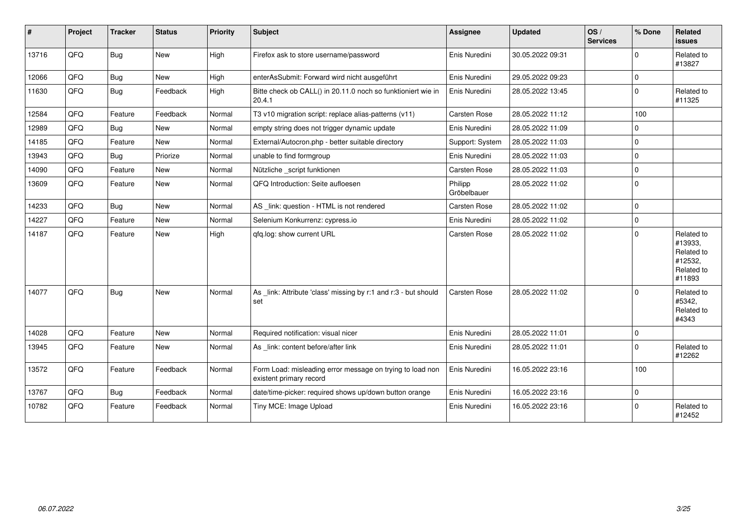| # | Project | Tracker | Status | Priority | Subject | Assignee | Updated | OS / Services | % Done | Related issues |
|---|---|---|---|---|---|---|---|---|---|---|
| 13716 | QFQ | Bug | New | High | Firefox ask to store username/password | Enis Nuredini | 30.05.2022 09:31 | | 0 | Related to #13827 |
| 12066 | QFQ | Bug | New | High | enterAsSubmit: Forward wird nicht ausgeführt | Enis Nuredini | 29.05.2022 09:23 | | 0 | |
| 11630 | QFQ | Bug | Feedback | High | Bitte check ob CALL() in 20.11.0 noch so funktioniert wie in 20.4.1 | Enis Nuredini | 28.05.2022 13:45 | | 0 | Related to #11325 |
| 12584 | QFQ | Feature | Feedback | Normal | T3 v10 migration script: replace alias-patterns (v11) | Carsten Rose | 28.05.2022 11:12 | | 100 | |
| 12989 | QFQ | Bug | New | Normal | empty string does not trigger dynamic update | Enis Nuredini | 28.05.2022 11:09 | | 0 | |
| 14185 | QFQ | Feature | New | Normal | External/Autocron.php - better suitable directory | Support: System | 28.05.2022 11:03 | | 0 | |
| 13943 | QFQ | Bug | Priorize | Normal | unable to find formgroup | Enis Nuredini | 28.05.2022 11:03 | | 0 | |
| 14090 | QFQ | Feature | New | Normal | Nützliche _script funktionen | Carsten Rose | 28.05.2022 11:03 | | 0 | |
| 13609 | QFQ | Feature | New | Normal | QFQ Introduction: Seite aufloesen | Philipp Gröbelbauer | 28.05.2022 11:02 | | 0 | |
| 14233 | QFQ | Bug | New | Normal | AS _link: question - HTML is not rendered | Carsten Rose | 28.05.2022 11:02 | | 0 | |
| 14227 | QFQ | Feature | New | Normal | Selenium Konkurrenz: cypress.io | Enis Nuredini | 28.05.2022 11:02 | | 0 | |
| 14187 | QFQ | Feature | New | High | qfq.log: show current URL | Carsten Rose | 28.05.2022 11:02 | | 0 | Related to #13933, Related to #12532, Related to #11893 |
| 14077 | QFQ | Bug | New | Normal | As _link: Attribute 'class' missing by r:1 and r:3 - but should set | Carsten Rose | 28.05.2022 11:02 | | 0 | Related to #5342, Related to #4343 |
| 14028 | QFQ | Feature | New | Normal | Required notification: visual nicer | Enis Nuredini | 28.05.2022 11:01 | | 0 | |
| 13945 | QFQ | Feature | New | Normal | As _link: content before/after link | Enis Nuredini | 28.05.2022 11:01 | | 0 | Related to #12262 |
| 13572 | QFQ | Feature | Feedback | Normal | Form Load: misleading error message on trying to load non existent primary record | Enis Nuredini | 16.05.2022 23:16 | | 100 | |
| 13767 | QFQ | Bug | Feedback | Normal | date/time-picker: required shows up/down button orange | Enis Nuredini | 16.05.2022 23:16 | | 0 | |
| 10782 | QFQ | Feature | Feedback | Normal | Tiny MCE: Image Upload | Enis Nuredini | 16.05.2022 23:16 | | 0 | Related to #12452 |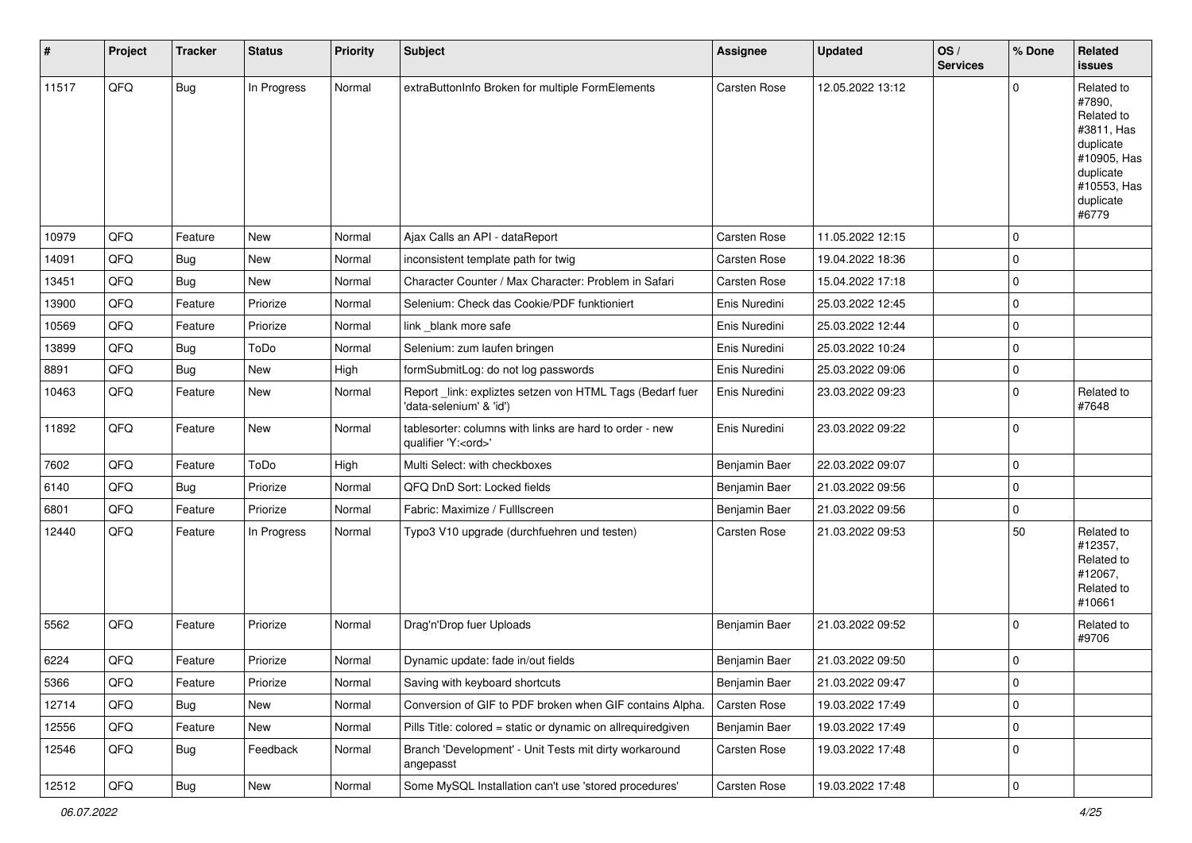| # | Project | Tracker | Status | Priority | Subject | Assignee | Updated | OS / Services | % Done | Related issues |
|---|---|---|---|---|---|---|---|---|---|---|
| 11517 | QFQ | Bug | In Progress | Normal | extraButtonInfo Broken for multiple FormElements | Carsten Rose | 12.05.2022 13:12 | | 0 | Related to #7890, Related to #3811, Has duplicate #10905, Has duplicate #10553, Has duplicate #6779 |
| 10979 | QFQ | Feature | New | Normal | Ajax Calls an API - dataReport | Carsten Rose | 11.05.2022 12:15 | | 0 | |
| 14091 | QFQ | Bug | New | Normal | inconsistent template path for twig | Carsten Rose | 19.04.2022 18:36 | | 0 | |
| 13451 | QFQ | Bug | New | Normal | Character Counter / Max Character: Problem in Safari | Carsten Rose | 15.04.2022 17:18 | | 0 | |
| 13900 | QFQ | Feature | Priorize | Normal | Selenium: Check das Cookie/PDF funktioniert | Enis Nuredini | 25.03.2022 12:45 | | 0 | |
| 10569 | QFQ | Feature | Priorize | Normal | link _blank more safe | Enis Nuredini | 25.03.2022 12:44 | | 0 | |
| 13899 | QFQ | Bug | ToDo | Normal | Selenium: zum laufen bringen | Enis Nuredini | 25.03.2022 10:24 | | 0 | |
| 8891 | QFQ | Bug | New | High | formSubmitLog: do not log passwords | Enis Nuredini | 25.03.2022 09:06 | | 0 | |
| 10463 | QFQ | Feature | New | Normal | Report _link: expliztes setzen von HTML Tags (Bedarf fuer 'data-selenium' & 'id') | Enis Nuredini | 23.03.2022 09:23 | | 0 | Related to #7648 |
| 11892 | QFQ | Feature | New | Normal | tablesorter: columns with links are hard to order - new qualifier 'Y:<ord>' | Enis Nuredini | 23.03.2022 09:22 | | 0 | |
| 7602 | QFQ | Feature | ToDo | High | Multi Select: with checkboxes | Benjamin Baer | 22.03.2022 09:07 | | 0 | |
| 6140 | QFQ | Bug | Priorize | Normal | QFQ DnD Sort: Locked fields | Benjamin Baer | 21.03.2022 09:56 | | 0 | |
| 6801 | QFQ | Feature | Priorize | Normal | Fabric: Maximize / FullIscreen | Benjamin Baer | 21.03.2022 09:56 | | 0 | |
| 12440 | QFQ | Feature | In Progress | Normal | Typo3 V10 upgrade (durchfuehren und testen) | Carsten Rose | 21.03.2022 09:53 | | 50 | Related to #12357, Related to #12067, Related to #10661 |
| 5562 | QFQ | Feature | Priorize | Normal | Drag'n'Drop fuer Uploads | Benjamin Baer | 21.03.2022 09:52 | | 0 | Related to #9706 |
| 6224 | QFQ | Feature | Priorize | Normal | Dynamic update: fade in/out fields | Benjamin Baer | 21.03.2022 09:50 | | 0 | |
| 5366 | QFQ | Feature | Priorize | Normal | Saving with keyboard shortcuts | Benjamin Baer | 21.03.2022 09:47 | | 0 | |
| 12714 | QFQ | Bug | New | Normal | Conversion of GIF to PDF broken when GIF contains Alpha. | Carsten Rose | 19.03.2022 17:49 | | 0 | |
| 12556 | QFQ | Feature | New | Normal | Pills Title: colored = static or dynamic on allrequiredgiven | Benjamin Baer | 19.03.2022 17:49 | | 0 | |
| 12546 | QFQ | Bug | Feedback | Normal | Branch 'Development' - Unit Tests mit dirty workaround angepasst | Carsten Rose | 19.03.2022 17:48 | | 0 | |
| 12512 | QFQ | Bug | New | Normal | Some MySQL Installation can't use 'stored procedures' | Carsten Rose | 19.03.2022 17:48 | | 0 | |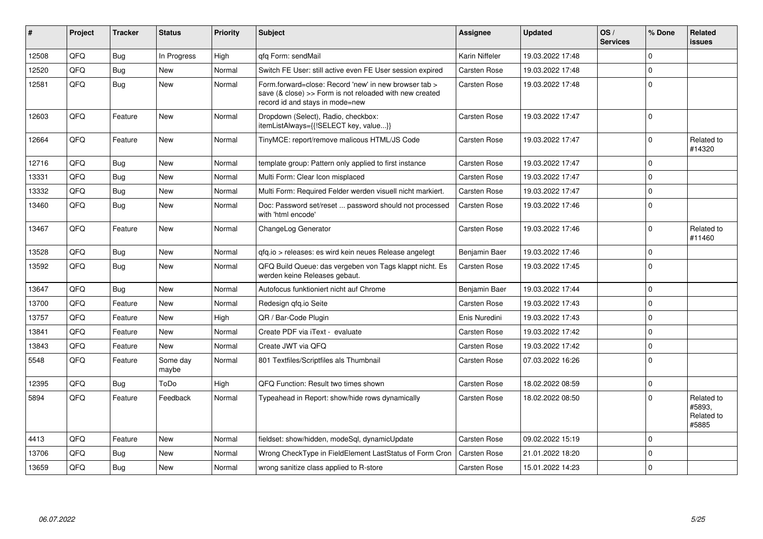| # | Project | Tracker | Status | Priority | Subject | Assignee | Updated | OS / Services | % Done | Related issues |
|---|---|---|---|---|---|---|---|---|---|---|
| 12508 | QFQ | Bug | In Progress | High | qfq Form: sendMail | Karin Niffeler | 19.03.2022 17:48 | | 0 | |
| 12520 | QFQ | Bug | New | Normal | Switch FE User: still active even FE User session expired | Carsten Rose | 19.03.2022 17:48 | | 0 | |
| 12581 | QFQ | Bug | New | Normal | Form.forward=close: Record 'new' in new browser tab > save (& close) >> Form is not reloaded with new created record id and stays in mode=new | Carsten Rose | 19.03.2022 17:48 | | 0 | |
| 12603 | QFQ | Feature | New | Normal | Dropdown (Select), Radio, checkbox: itemListAlways={{!SELECT key, value...}} | Carsten Rose | 19.03.2022 17:47 | | 0 | |
| 12664 | QFQ | Feature | New | Normal | TinyMCE: report/remove malicous HTML/JS Code | Carsten Rose | 19.03.2022 17:47 | | 0 | Related to #14320 |
| 12716 | QFQ | Bug | New | Normal | template group: Pattern only applied to first instance | Carsten Rose | 19.03.2022 17:47 | | 0 | |
| 13331 | QFQ | Bug | New | Normal | Multi Form: Clear Icon misplaced | Carsten Rose | 19.03.2022 17:47 | | 0 | |
| 13332 | QFQ | Bug | New | Normal | Multi Form: Required Felder werden visuell nicht markiert. | Carsten Rose | 19.03.2022 17:47 | | 0 | |
| 13460 | QFQ | Bug | New | Normal | Doc: Password set/reset ... password should not processed with 'html encode' | Carsten Rose | 19.03.2022 17:46 | | 0 | |
| 13467 | QFQ | Feature | New | Normal | ChangeLog Generator | Carsten Rose | 19.03.2022 17:46 | | 0 | Related to #11460 |
| 13528 | QFQ | Bug | New | Normal | qfq.io > releases: es wird kein neues Release angelegt | Benjamin Baer | 19.03.2022 17:46 | | 0 | |
| 13592 | QFQ | Bug | New | Normal | QFQ Build Queue: das vergeben von Tags klappt nicht. Es werden keine Releases gebaut. | Carsten Rose | 19.03.2022 17:45 | | 0 | |
| 13647 | QFQ | Bug | New | Normal | Autofocus funktioniert nicht auf Chrome | Benjamin Baer | 19.03.2022 17:44 | | 0 | |
| 13700 | QFQ | Feature | New | Normal | Redesign qfq.io Seite | Carsten Rose | 19.03.2022 17:43 | | 0 | |
| 13757 | QFQ | Feature | New | High | QR / Bar-Code Plugin | Enis Nuredini | 19.03.2022 17:43 | | 0 | |
| 13841 | QFQ | Feature | New | Normal | Create PDF via iText - evaluate | Carsten Rose | 19.03.2022 17:42 | | 0 | |
| 13843 | QFQ | Feature | New | Normal | Create JWT via QFQ | Carsten Rose | 19.03.2022 17:42 | | 0 | |
| 5548 | QFQ | Feature | Some day maybe | Normal | 801 Textfiles/Scriptfiles als Thumbnail | Carsten Rose | 07.03.2022 16:26 | | 0 | |
| 12395 | QFQ | Bug | ToDo | High | QFQ Function: Result two times shown | Carsten Rose | 18.02.2022 08:59 | | 0 | |
| 5894 | QFQ | Feature | Feedback | Normal | Typeahead in Report: show/hide rows dynamically | Carsten Rose | 18.02.2022 08:50 | | 0 | Related to #5893, Related to #5885 |
| 4413 | QFQ | Feature | New | Normal | fieldset: show/hidden, modeSql, dynamicUpdate | Carsten Rose | 09.02.2022 15:19 | | 0 | |
| 13706 | QFQ | Bug | New | Normal | Wrong CheckType in FieldElement LastStatus of Form Cron | Carsten Rose | 21.01.2022 18:20 | | 0 | |
| 13659 | QFQ | Bug | New | Normal | wrong sanitize class applied to R-store | Carsten Rose | 15.01.2022 14:23 | | 0 | |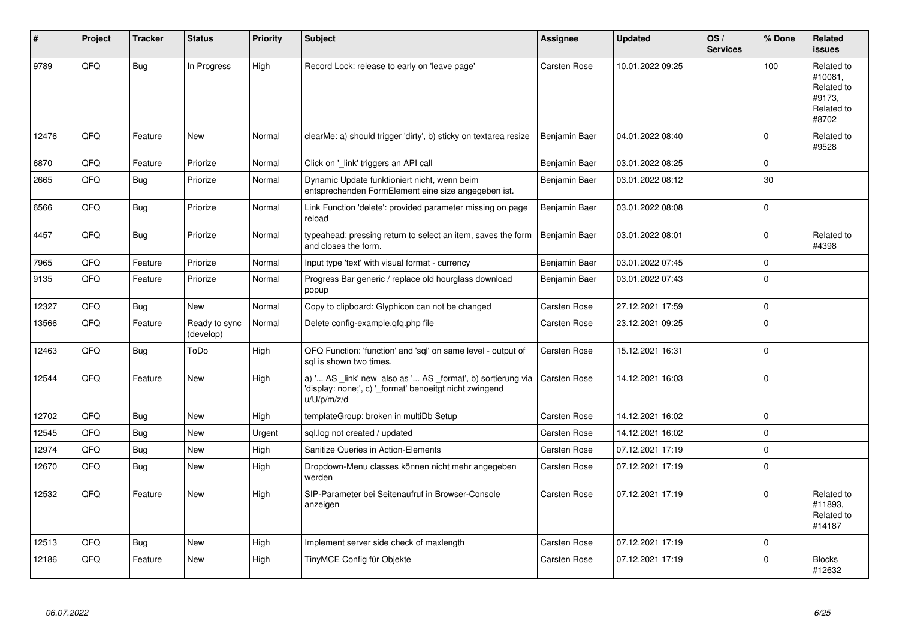| # | Project | Tracker | Status | Priority | Subject | Assignee | Updated | OS / Services | % Done | Related issues |
|---|---|---|---|---|---|---|---|---|---|---|
| 9789 | QFQ | Bug | In Progress | High | Record Lock: release to early on 'leave page' | Carsten Rose | 10.01.2022 09:25 | | 100 | Related to #10081, Related to #9173, Related to #8702 |
| 12476 | QFQ | Feature | New | Normal | clearMe: a) should trigger 'dirty', b) sticky on textarea resize | Benjamin Baer | 04.01.2022 08:40 | | 0 | Related to #9528 |
| 6870 | QFQ | Feature | Priorize | Normal | Click on '_link' triggers an API call | Benjamin Baer | 03.01.2022 08:25 | | 0 | |
| 2665 | QFQ | Bug | Priorize | Normal | Dynamic Update funktioniert nicht, wenn beim entsprechenden FormElement eine size angegeben ist. | Benjamin Baer | 03.01.2022 08:12 | | 30 | |
| 6566 | QFQ | Bug | Priorize | Normal | Link Function 'delete': provided parameter missing on page reload | Benjamin Baer | 03.01.2022 08:08 | | 0 | |
| 4457 | QFQ | Bug | Priorize | Normal | typeahead: pressing return to select an item, saves the form and closes the form. | Benjamin Baer | 03.01.2022 08:01 | | 0 | Related to #4398 |
| 7965 | QFQ | Feature | Priorize | Normal | Input type 'text' with visual format - currency | Benjamin Baer | 03.01.2022 07:45 | | 0 | |
| 9135 | QFQ | Feature | Priorize | Normal | Progress Bar generic / replace old hourglass download popup | Benjamin Baer | 03.01.2022 07:43 | | 0 | |
| 12327 | QFQ | Bug | New | Normal | Copy to clipboard: Glyphicon can not be changed | Carsten Rose | 27.12.2021 17:59 | | 0 | |
| 13566 | QFQ | Feature | Ready to sync (develop) | Normal | Delete config-example.qfq.php file | Carsten Rose | 23.12.2021 09:25 | | 0 | |
| 12463 | QFQ | Bug | ToDo | High | QFQ Function: 'function' and 'sql' on same level - output of sql is shown two times. | Carsten Rose | 15.12.2021 16:31 | | 0 | |
| 12544 | QFQ | Feature | New | High | a) '... AS _link' new also as '... AS _format', b) sortierung via 'display: none;', c) '_format' benoeitgt nicht zwingend u/U/p/m/z/d | Carsten Rose | 14.12.2021 16:03 | | 0 | |
| 12702 | QFQ | Bug | New | High | templateGroup: broken in multiDb Setup | Carsten Rose | 14.12.2021 16:02 | | 0 | |
| 12545 | QFQ | Bug | New | Urgent | sql.log not created / updated | Carsten Rose | 14.12.2021 16:02 | | 0 | |
| 12974 | QFQ | Bug | New | High | Sanitize Queries in Action-Elements | Carsten Rose | 07.12.2021 17:19 | | 0 | |
| 12670 | QFQ | Bug | New | High | Dropdown-Menu classes können nicht mehr angegeben werden | Carsten Rose | 07.12.2021 17:19 | | 0 | |
| 12532 | QFQ | Feature | New | High | SIP-Parameter bei Seitenaufruf in Browser-Console anzeigen | Carsten Rose | 07.12.2021 17:19 | | 0 | Related to #11893, Related to #14187 |
| 12513 | QFQ | Bug | New | High | Implement server side check of maxlength | Carsten Rose | 07.12.2021 17:19 | | 0 | |
| 12186 | QFQ | Feature | New | High | TinyMCE Config für Objekte | Carsten Rose | 07.12.2021 17:19 | | 0 | Blocks #12632 |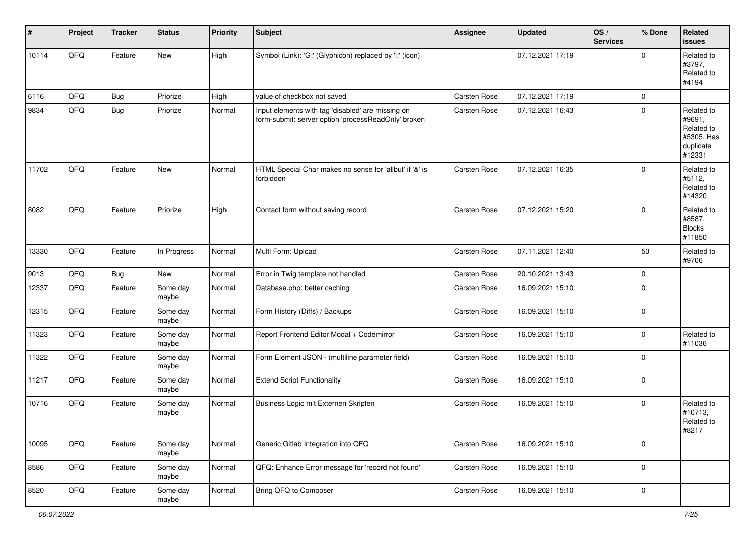| # | Project | Tracker | Status | Priority | Subject | Assignee | Updated | OS / Services | % Done | Related issues |
|---|---|---|---|---|---|---|---|---|---|---|
| 10114 | QFQ | Feature | New | High | Symbol (Link): 'G:' (Glyphicon) replaced by 'i:' (icon) | | 07.12.2021 17:19 | | 0 | Related to #3797, Related to #4194 |
| 6116 | QFQ | Bug | Priorize | High | value of checkbox not saved | Carsten Rose | 07.12.2021 17:19 | | 0 | |
| 9834 | QFQ | Bug | Priorize | Normal | Input elements with tag 'disabled' are missing on form-submit: server option 'processReadOnly' broken | Carsten Rose | 07.12.2021 16:43 | | 0 | Related to #9691, Related to #5305, Has duplicate #12331 |
| 11702 | QFQ | Feature | New | Normal | HTML Special Char makes no sense for 'allbut' if '&' is forbidden | Carsten Rose | 07.12.2021 16:35 | | 0 | Related to #5112, Related to #14320 |
| 8082 | QFQ | Feature | Priorize | High | Contact form without saving record | Carsten Rose | 07.12.2021 15:20 | | 0 | Related to #8587, Blocks #11850 |
| 13330 | QFQ | Feature | In Progress | Normal | Multi Form: Upload | Carsten Rose | 07.11.2021 12:40 | | 50 | Related to #9706 |
| 9013 | QFQ | Bug | New | Normal | Error in Twig template not handled | Carsten Rose | 20.10.2021 13:43 | | 0 | |
| 12337 | QFQ | Feature | Some day maybe | Normal | Database.php: better caching | Carsten Rose | 16.09.2021 15:10 | | 0 | |
| 12315 | QFQ | Feature | Some day maybe | Normal | Form History (Diffs) / Backups | Carsten Rose | 16.09.2021 15:10 | | 0 | |
| 11323 | QFQ | Feature | Some day maybe | Normal | Report Frontend Editor Modal + Codemirror | Carsten Rose | 16.09.2021 15:10 | | 0 | Related to #11036 |
| 11322 | QFQ | Feature | Some day maybe | Normal | Form Element JSON - (multiline parameter field) | Carsten Rose | 16.09.2021 15:10 | | 0 | |
| 11217 | QFQ | Feature | Some day maybe | Normal | Extend Script Functionality | Carsten Rose | 16.09.2021 15:10 | | 0 | |
| 10716 | QFQ | Feature | Some day maybe | Normal | Business Logic mit Externen Skripten | Carsten Rose | 16.09.2021 15:10 | | 0 | Related to #10713, Related to #8217 |
| 10095 | QFQ | Feature | Some day maybe | Normal | Generic Gitlab Integration into QFQ | Carsten Rose | 16.09.2021 15:10 | | 0 | |
| 8586 | QFQ | Feature | Some day maybe | Normal | QFQ: Enhance Error message for 'record not found' | Carsten Rose | 16.09.2021 15:10 | | 0 | |
| 8520 | QFQ | Feature | Some day maybe | Normal | Bring QFQ to Composer | Carsten Rose | 16.09.2021 15:10 | | 0 | |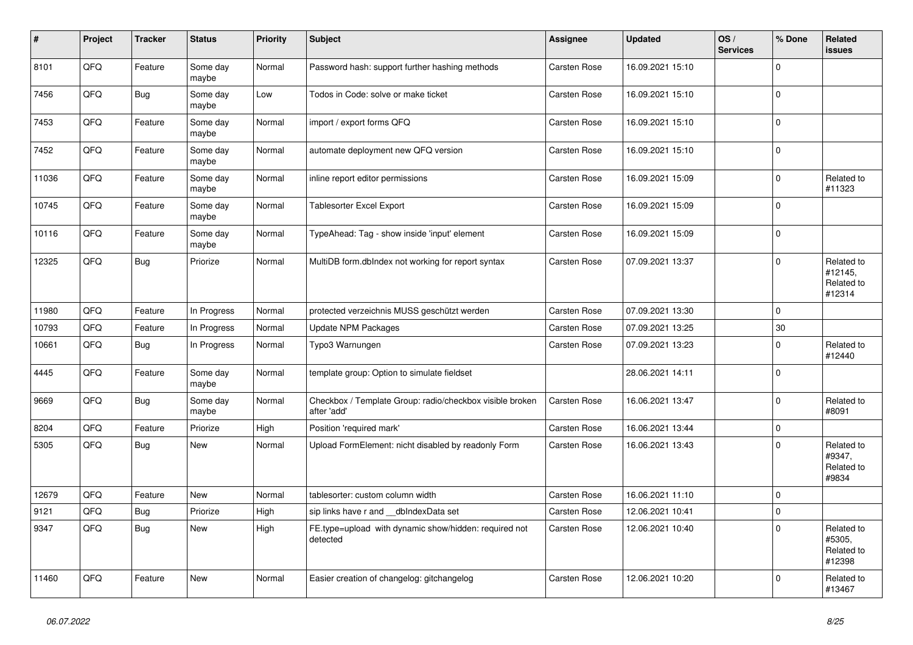| # | Project | Tracker | Status | Priority | Subject | Assignee | Updated | OS / Services | % Done | Related issues |
|---|---|---|---|---|---|---|---|---|---|---|
| 8101 | QFQ | Feature | Some day maybe | Normal | Password hash: support further hashing methods | Carsten Rose | 16.09.2021 15:10 | | 0 | |
| 7456 | QFQ | Bug | Some day maybe | Low | Todos in Code: solve or make ticket | Carsten Rose | 16.09.2021 15:10 | | 0 | |
| 7453 | QFQ | Feature | Some day maybe | Normal | import / export forms QFQ | Carsten Rose | 16.09.2021 15:10 | | 0 | |
| 7452 | QFQ | Feature | Some day maybe | Normal | automate deployment new QFQ version | Carsten Rose | 16.09.2021 15:10 | | 0 | |
| 11036 | QFQ | Feature | Some day maybe | Normal | inline report editor permissions | Carsten Rose | 16.09.2021 15:09 | | 0 | Related to #11323 |
| 10745 | QFQ | Feature | Some day maybe | Normal | Tablesorter Excel Export | Carsten Rose | 16.09.2021 15:09 | | 0 | |
| 10116 | QFQ | Feature | Some day maybe | Normal | TypeAhead: Tag - show inside 'input' element | Carsten Rose | 16.09.2021 15:09 | | 0 | |
| 12325 | QFQ | Bug | Priorize | Normal | MultiDB form.dbIndex not working for report syntax | Carsten Rose | 07.09.2021 13:37 | | 0 | Related to #12145, Related to #12314 |
| 11980 | QFQ | Feature | In Progress | Normal | protected verzeichnis MUSS geschützt werden | Carsten Rose | 07.09.2021 13:30 | | 0 | |
| 10793 | QFQ | Feature | In Progress | Normal | Update NPM Packages | Carsten Rose | 07.09.2021 13:25 | | 30 | |
| 10661 | QFQ | Bug | In Progress | Normal | Typo3 Warnungen | Carsten Rose | 07.09.2021 13:23 | | 0 | Related to #12440 |
| 4445 | QFQ | Feature | Some day maybe | Normal | template group: Option to simulate fieldset | | 28.06.2021 14:11 | | 0 | |
| 9669 | QFQ | Bug | Some day maybe | Normal | Checkbox / Template Group: radio/checkbox visible broken after 'add' | Carsten Rose | 16.06.2021 13:47 | | 0 | Related to #8091 |
| 8204 | QFQ | Feature | Priorize | High | Position 'required mark' | Carsten Rose | 16.06.2021 13:44 | | 0 | |
| 5305 | QFQ | Bug | New | Normal | Upload FormElement: nicht disabled by readonly Form | Carsten Rose | 16.06.2021 13:43 | | 0 | Related to #9347, Related to #9834 |
| 12679 | QFQ | Feature | New | Normal | tablesorter: custom column width | Carsten Rose | 16.06.2021 11:10 | | 0 | |
| 9121 | QFQ | Bug | Priorize | High | sip links have r and __dbIndexData set | Carsten Rose | 12.06.2021 10:41 | | 0 | |
| 9347 | QFQ | Bug | New | High | FE.type=upload with dynamic show/hidden: required not detected | Carsten Rose | 12.06.2021 10:40 | | 0 | Related to #5305, Related to #12398 |
| 11460 | QFQ | Feature | New | Normal | Easier creation of changelog: gitchangelog | Carsten Rose | 12.06.2021 10:20 | | 0 | Related to #13467 |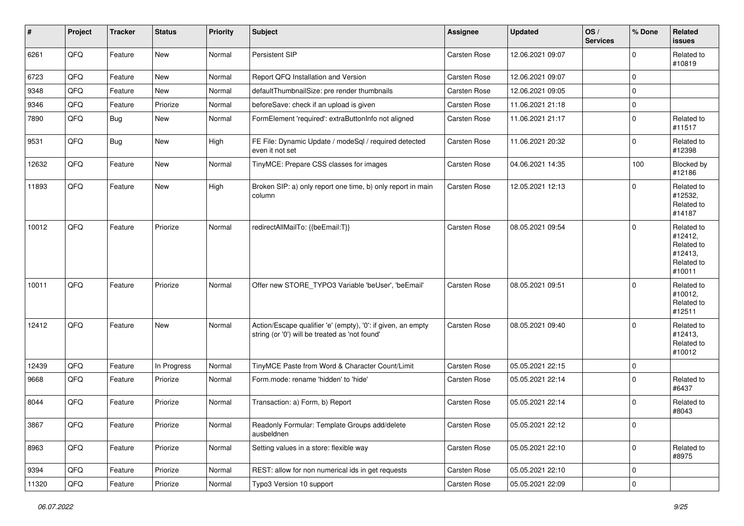| # | Project | Tracker | Status | Priority | Subject | Assignee | Updated | OS / Services | % Done | Related issues |
|---|---|---|---|---|---|---|---|---|---|---|
| 6261 | QFQ | Feature | New | Normal | Persistent SIP | Carsten Rose | 12.06.2021 09:07 | | 0 | Related to #10819 |
| 6723 | QFQ | Feature | New | Normal | Report QFQ Installation and Version | Carsten Rose | 12.06.2021 09:07 | | 0 | |
| 9348 | QFQ | Feature | New | Normal | defaultThumbnailSize: pre render thumbnails | Carsten Rose | 12.06.2021 09:05 | | 0 | |
| 9346 | QFQ | Feature | Priorize | Normal | beforeSave: check if an upload is given | Carsten Rose | 11.06.2021 21:18 | | 0 | |
| 7890 | QFQ | Bug | New | Normal | FormElement 'required': extraButtonInfo not aligned | Carsten Rose | 11.06.2021 21:17 | | 0 | Related to #11517 |
| 9531 | QFQ | Bug | New | High | FE File: Dynamic Update / modeSql / required detected even it not set | Carsten Rose | 11.06.2021 20:32 | | 0 | Related to #12398 |
| 12632 | QFQ | Feature | New | Normal | TinyMCE: Prepare CSS classes for images | Carsten Rose | 04.06.2021 14:35 | | 100 | Blocked by #12186 |
| 11893 | QFQ | Feature | New | High | Broken SIP: a) only report one time, b) only report in main column | Carsten Rose | 12.05.2021 12:13 | | 0 | Related to #12532, Related to #14187 |
| 10012 | QFQ | Feature | Priorize | Normal | redirectAllMailTo: {{beEmail:T}} | Carsten Rose | 08.05.2021 09:54 | | 0 | Related to #12412, Related to #12413, Related to #10011 |
| 10011 | QFQ | Feature | Priorize | Normal | Offer new STORE_TYPO3 Variable 'beUser', 'beEmail' | Carsten Rose | 08.05.2021 09:51 | | 0 | Related to #10012, Related to #12511 |
| 12412 | QFQ | Feature | New | Normal | Action/Escape qualifier 'e' (empty), '0': if given, an empty string (or '0') will be treated as 'not found' | Carsten Rose | 08.05.2021 09:40 | | 0 | Related to #12413, Related to #10012 |
| 12439 | QFQ | Feature | In Progress | Normal | TinyMCE Paste from Word & Character Count/Limit | Carsten Rose | 05.05.2021 22:15 | | 0 | |
| 9668 | QFQ | Feature | Priorize | Normal | Form.mode: rename 'hidden' to 'hide' | Carsten Rose | 05.05.2021 22:14 | | 0 | Related to #6437 |
| 8044 | QFQ | Feature | Priorize | Normal | Transaction: a) Form, b) Report | Carsten Rose | 05.05.2021 22:14 | | 0 | Related to #8043 |
| 3867 | QFQ | Feature | Priorize | Normal | Readonly Formular: Template Groups add/delete ausbeldnen | Carsten Rose | 05.05.2021 22:12 | | 0 | |
| 8963 | QFQ | Feature | Priorize | Normal | Setting values in a store: flexible way | Carsten Rose | 05.05.2021 22:10 | | 0 | Related to #8975 |
| 9394 | QFQ | Feature | Priorize | Normal | REST: allow for non numerical ids in get requests | Carsten Rose | 05.05.2021 22:10 | | 0 | |
| 11320 | QFQ | Feature | Priorize | Normal | Typo3 Version 10 support | Carsten Rose | 05.05.2021 22:09 | | 0 | |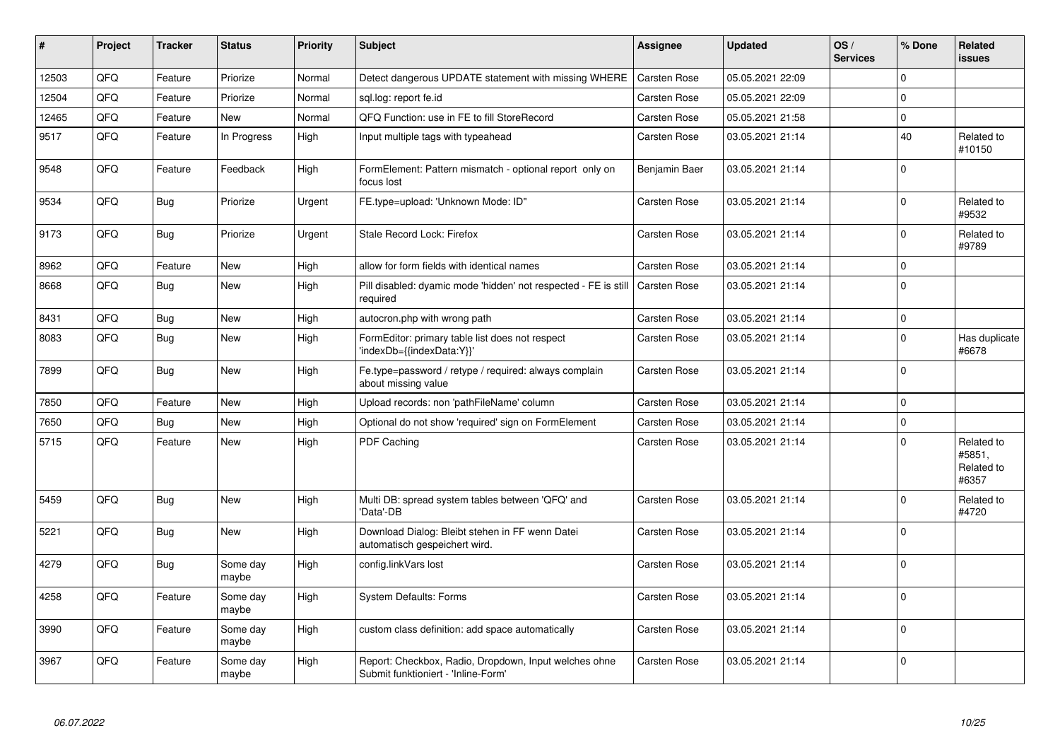| # | Project | Tracker | Status | Priority | Subject | Assignee | Updated | OS / Services | % Done | Related issues |
|---|---|---|---|---|---|---|---|---|---|---|
| 12503 | QFQ | Feature | Priorize | Normal | Detect dangerous UPDATE statement with missing WHERE | Carsten Rose | 05.05.2021 22:09 | | 0 | |
| 12504 | QFQ | Feature | Priorize | Normal | sql.log: report fe.id | Carsten Rose | 05.05.2021 22:09 | | 0 | |
| 12465 | QFQ | Feature | New | Normal | QFQ Function: use in FE to fill StoreRecord | Carsten Rose | 05.05.2021 21:58 | | 0 | |
| 9517 | QFQ | Feature | In Progress | High | Input multiple tags with typeahead | Carsten Rose | 03.05.2021 21:14 | | 40 | Related to #10150 |
| 9548 | QFQ | Feature | Feedback | High | FormElement: Pattern mismatch - optional report only on focus lost | Benjamin Baer | 03.05.2021 21:14 | | 0 | |
| 9534 | QFQ | Bug | Priorize | Urgent | FE.type=upload: 'Unknown Mode: ID" | Carsten Rose | 03.05.2021 21:14 | | 0 | Related to #9532 |
| 9173 | QFQ | Bug | Priorize | Urgent | Stale Record Lock: Firefox | Carsten Rose | 03.05.2021 21:14 | | 0 | Related to #9789 |
| 8962 | QFQ | Feature | New | High | allow for form fields with identical names | Carsten Rose | 03.05.2021 21:14 | | 0 | |
| 8668 | QFQ | Bug | New | High | Pill disabled: dyamic mode 'hidden' not respected - FE is still required | Carsten Rose | 03.05.2021 21:14 | | 0 | |
| 8431 | QFQ | Bug | New | High | autocron.php with wrong path | Carsten Rose | 03.05.2021 21:14 | | 0 | |
| 8083 | QFQ | Bug | New | High | FormEditor: primary table list does not respect 'indexDb={{indexData:Y}}' | Carsten Rose | 03.05.2021 21:14 | | 0 | Has duplicate #6678 |
| 7899 | QFQ | Bug | New | High | Fe.type=password / retype / required: always complain about missing value | Carsten Rose | 03.05.2021 21:14 | | 0 | |
| 7850 | QFQ | Feature | New | High | Upload records: non 'pathFileName' column | Carsten Rose | 03.05.2021 21:14 | | 0 | |
| 7650 | QFQ | Bug | New | High | Optional do not show 'required' sign on FormElement | Carsten Rose | 03.05.2021 21:14 | | 0 | |
| 5715 | QFQ | Feature | New | High | PDF Caching | Carsten Rose | 03.05.2021 21:14 | | 0 | Related to #5851, Related to #6357 |
| 5459 | QFQ | Bug | New | High | Multi DB: spread system tables between 'QFQ' and 'Data'-DB | Carsten Rose | 03.05.2021 21:14 | | 0 | Related to #4720 |
| 5221 | QFQ | Bug | New | High | Download Dialog: Bleibt stehen in FF wenn Datei automatisch gespeichert wird. | Carsten Rose | 03.05.2021 21:14 | | 0 | |
| 4279 | QFQ | Bug | Some day maybe | High | config.linkVars lost | Carsten Rose | 03.05.2021 21:14 | | 0 | |
| 4258 | QFQ | Feature | Some day maybe | High | System Defaults: Forms | Carsten Rose | 03.05.2021 21:14 | | 0 | |
| 3990 | QFQ | Feature | Some day maybe | High | custom class definition: add space automatically | Carsten Rose | 03.05.2021 21:14 | | 0 | |
| 3967 | QFQ | Feature | Some day maybe | High | Report: Checkbox, Radio, Dropdown, Input welches ohne Submit funktioniert - 'Inline-Form' | Carsten Rose | 03.05.2021 21:14 | | 0 | |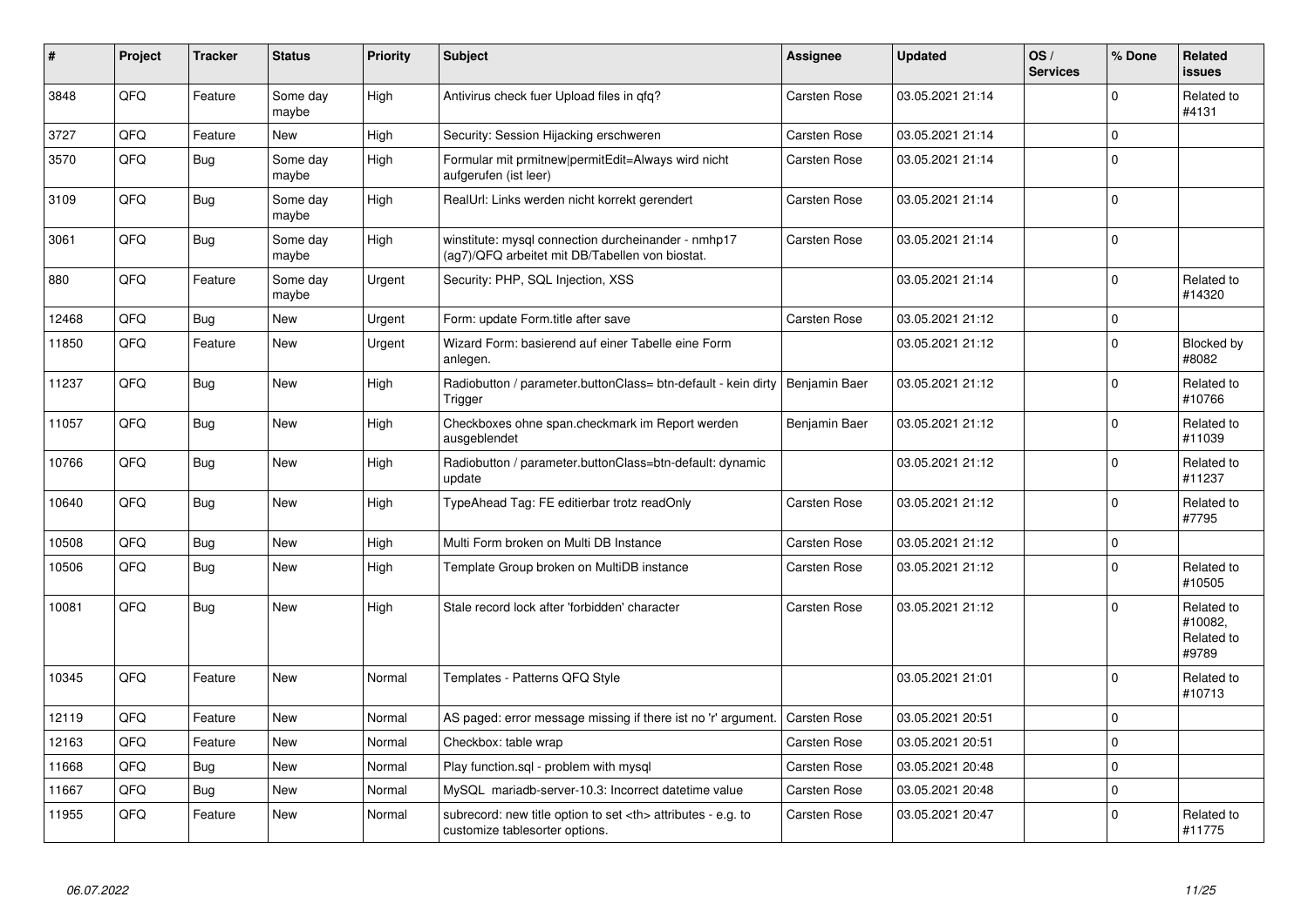| # | Project | Tracker | Status | Priority | Subject | Assignee | Updated | OS / Services | % Done | Related issues |
|---|---|---|---|---|---|---|---|---|---|---|
| 3848 | QFQ | Feature | Some day maybe | High | Antivirus check fuer Upload files in qfq? | Carsten Rose | 03.05.2021 21:14 | | 0 | Related to #4131 |
| 3727 | QFQ | Feature | New | High | Security: Session Hijacking erschweren | Carsten Rose | 03.05.2021 21:14 | | 0 | |
| 3570 | QFQ | Bug | Some day maybe | High | Formular mit prmitnew|permitEdit=Always wird nicht aufgerufen (ist leer) | Carsten Rose | 03.05.2021 21:14 | | 0 | |
| 3109 | QFQ | Bug | Some day maybe | High | RealUrl: Links werden nicht korrekt gerendert | Carsten Rose | 03.05.2021 21:14 | | 0 | |
| 3061 | QFQ | Bug | Some day maybe | High | winstitute: mysql connection durcheinander - nmhp17 (ag7)/QFQ arbeitet mit DB/Tabellen von biostat. | Carsten Rose | 03.05.2021 21:14 | | 0 | |
| 880 | QFQ | Feature | Some day maybe | Urgent | Security: PHP, SQL Injection, XSS | | 03.05.2021 21:14 | | 0 | Related to #14320 |
| 12468 | QFQ | Bug | New | Urgent | Form: update Form.title after save | Carsten Rose | 03.05.2021 21:12 | | 0 | |
| 11850 | QFQ | Feature | New | Urgent | Wizard Form: basierend auf einer Tabelle eine Form anlegen. | | 03.05.2021 21:12 | | 0 | Blocked by #8082 |
| 11237 | QFQ | Bug | New | High | Radiobutton / parameter.buttonClass= btn-default - kein dirty Trigger | Benjamin Baer | 03.05.2021 21:12 | | 0 | Related to #10766 |
| 11057 | QFQ | Bug | New | High | Checkboxes ohne span.checkmark im Report werden ausgeblendet | Benjamin Baer | 03.05.2021 21:12 | | 0 | Related to #11039 |
| 10766 | QFQ | Bug | New | High | Radiobutton / parameter.buttonClass=btn-default: dynamic update | | 03.05.2021 21:12 | | 0 | Related to #11237 |
| 10640 | QFQ | Bug | New | High | TypeAhead Tag: FE editierbar trotz readOnly | Carsten Rose | 03.05.2021 21:12 | | 0 | Related to #7795 |
| 10508 | QFQ | Bug | New | High | Multi Form broken on Multi DB Instance | Carsten Rose | 03.05.2021 21:12 | | 0 | |
| 10506 | QFQ | Bug | New | High | Template Group broken on MultiDB instance | Carsten Rose | 03.05.2021 21:12 | | 0 | Related to #10505 |
| 10081 | QFQ | Bug | New | High | Stale record lock after 'forbidden' character | Carsten Rose | 03.05.2021 21:12 | | 0 | Related to #10082, Related to #9789 |
| 10345 | QFQ | Feature | New | Normal | Templates - Patterns QFQ Style | | 03.05.2021 21:01 | | 0 | Related to #10713 |
| 12119 | QFQ | Feature | New | Normal | AS paged: error message missing if there ist no 'r' argument. | Carsten Rose | 03.05.2021 20:51 | | 0 | |
| 12163 | QFQ | Feature | New | Normal | Checkbox: table wrap | Carsten Rose | 03.05.2021 20:51 | | 0 | |
| 11668 | QFQ | Bug | New | Normal | Play function.sql - problem with mysql | Carsten Rose | 03.05.2021 20:48 | | 0 | |
| 11667 | QFQ | Bug | New | Normal | MySQL mariadb-server-10.3: Incorrect datetime value | Carsten Rose | 03.05.2021 20:48 | | 0 | |
| 11955 | QFQ | Feature | New | Normal | subrecord: new title option to set <th> attributes - e.g. to customize tablesorter options. | Carsten Rose | 03.05.2021 20:47 | | 0 | Related to #11775 |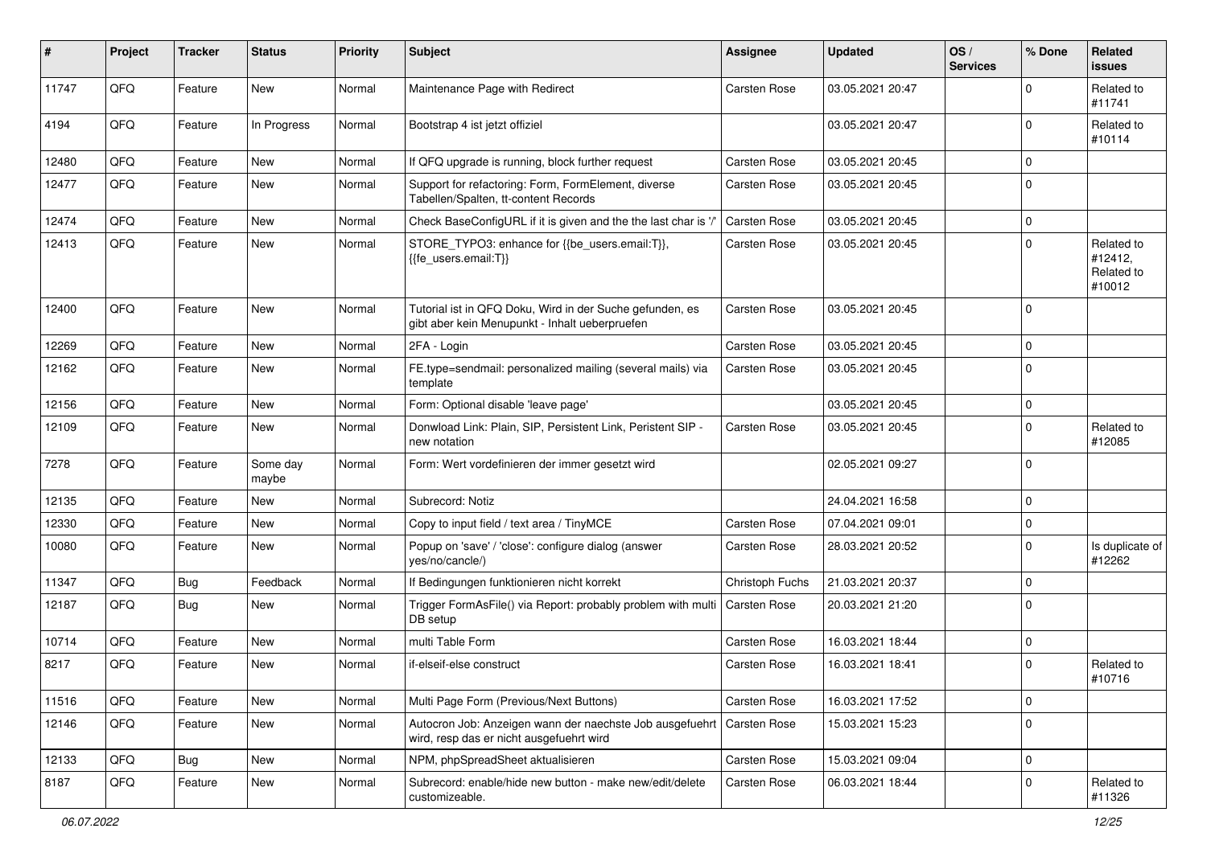| # | Project | Tracker | Status | Priority | Subject | Assignee | Updated | OS / Services | % Done | Related issues |
|---|---|---|---|---|---|---|---|---|---|---|
| 11747 | QFQ | Feature | New | Normal | Maintenance Page with Redirect | Carsten Rose | 03.05.2021 20:47 | | 0 | Related to #11741 |
| 4194 | QFQ | Feature | In Progress | Normal | Bootstrap 4 ist jetzt offiziel | | 03.05.2021 20:47 | | 0 | Related to #10114 |
| 12480 | QFQ | Feature | New | Normal | If QFQ upgrade is running, block further request | Carsten Rose | 03.05.2021 20:45 | | 0 | |
| 12477 | QFQ | Feature | New | Normal | Support for refactoring: Form, FormElement, diverse Tabellen/Spalten, tt-content Records | Carsten Rose | 03.05.2021 20:45 | | 0 | |
| 12474 | QFQ | Feature | New | Normal | Check BaseConfigURL if it is given and the the last char is '/' | Carsten Rose | 03.05.2021 20:45 | | 0 | |
| 12413 | QFQ | Feature | New | Normal | STORE_TYPO3: enhance for {{be_users.email:T}}, {{fe_users.email:T}} | Carsten Rose | 03.05.2021 20:45 | | 0 | Related to #12412, Related to #10012 |
| 12400 | QFQ | Feature | New | Normal | Tutorial ist in QFQ Doku, Wird in der Suche gefunden, es gibt aber kein Menupunkt - Inhalt ueberpruefen | Carsten Rose | 03.05.2021 20:45 | | 0 | |
| 12269 | QFQ | Feature | New | Normal | 2FA - Login | Carsten Rose | 03.05.2021 20:45 | | 0 | |
| 12162 | QFQ | Feature | New | Normal | FE.type=sendmail: personalized mailing (several mails) via template | Carsten Rose | 03.05.2021 20:45 | | 0 | |
| 12156 | QFQ | Feature | New | Normal | Form: Optional disable 'leave page' | | 03.05.2021 20:45 | | 0 | |
| 12109 | QFQ | Feature | New | Normal | Donwload Link: Plain, SIP, Persistent Link, Peristent SIP - new notation | Carsten Rose | 03.05.2021 20:45 | | 0 | Related to #12085 |
| 7278 | QFQ | Feature | Some day maybe | Normal | Form: Wert vordefinieren der immer gesetzt wird | | 02.05.2021 09:27 | | 0 | |
| 12135 | QFQ | Feature | New | Normal | Subrecord: Notiz | | 24.04.2021 16:58 | | 0 | |
| 12330 | QFQ | Feature | New | Normal | Copy to input field / text area / TinyMCE | Carsten Rose | 07.04.2021 09:01 | | 0 | |
| 10080 | QFQ | Feature | New | Normal | Popup on 'save' / 'close': configure dialog (answer yes/no/cancle/) | Carsten Rose | 28.03.2021 20:52 | | 0 | Is duplicate of #12262 |
| 11347 | QFQ | Bug | Feedback | Normal | If Bedingungen funktionieren nicht korrekt | Christoph Fuchs | 21.03.2021 20:37 | | 0 | |
| 12187 | QFQ | Bug | New | Normal | Trigger FormAsFile() via Report: probably problem with multi DB setup | Carsten Rose | 20.03.2021 21:20 | | 0 | |
| 10714 | QFQ | Feature | New | Normal | multi Table Form | Carsten Rose | 16.03.2021 18:44 | | 0 | |
| 8217 | QFQ | Feature | New | Normal | if-elseif-else construct | Carsten Rose | 16.03.2021 18:41 | | 0 | Related to #10716 |
| 11516 | QFQ | Feature | New | Normal | Multi Page Form (Previous/Next Buttons) | Carsten Rose | 16.03.2021 17:52 | | 0 | |
| 12146 | QFQ | Feature | New | Normal | Autocron Job: Anzeigen wann der naechste Job ausgefuehrt wird, resp das er nicht ausgefuehrt wird | Carsten Rose | 15.03.2021 15:23 | | 0 | |
| 12133 | QFQ | Bug | New | Normal | NPM, phpSpreadSheet aktualisieren | Carsten Rose | 15.03.2021 09:04 | | 0 | |
| 8187 | QFQ | Feature | New | Normal | Subrecord: enable/hide new button - make new/edit/delete customizeable. | Carsten Rose | 06.03.2021 18:44 | | 0 | Related to #11326 |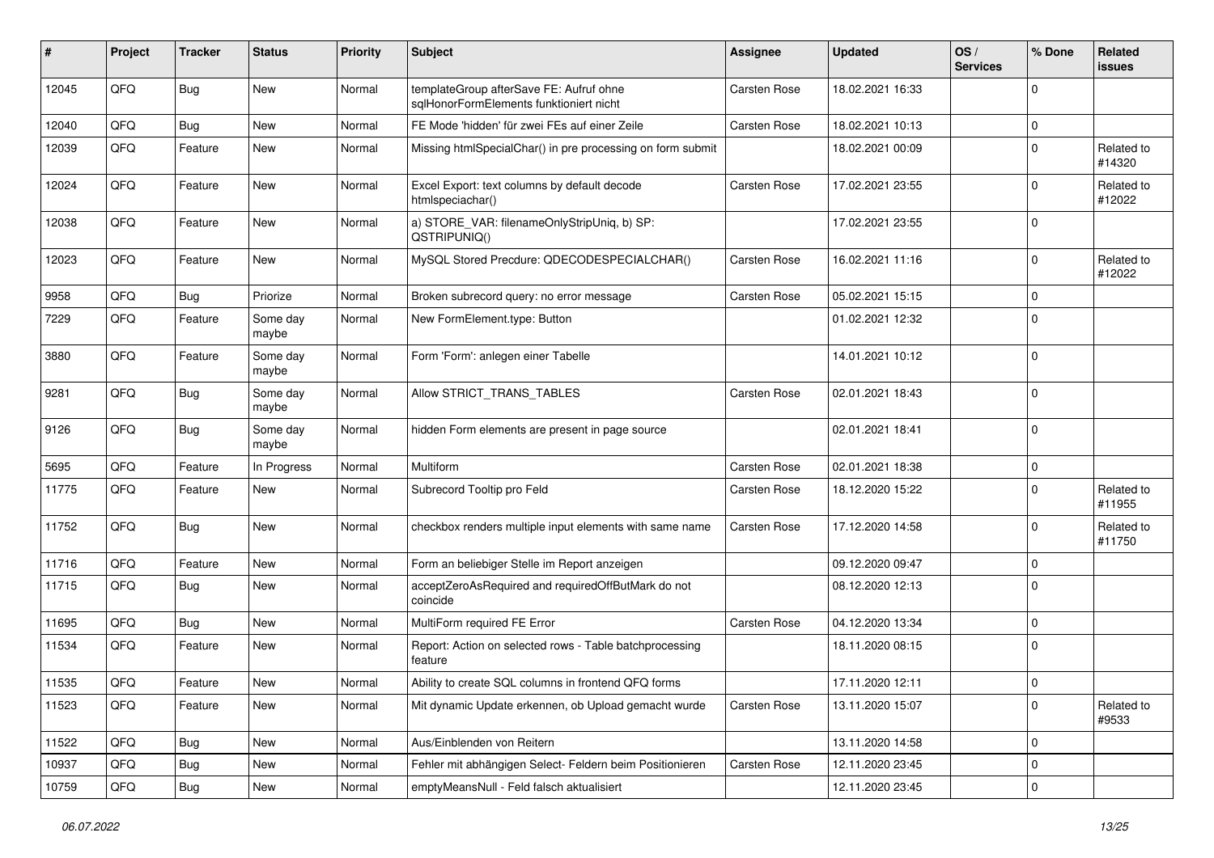| # | Project | Tracker | Status | Priority | Subject | Assignee | Updated | OS / Services | % Done | Related issues |
|---|---|---|---|---|---|---|---|---|---|---|
| 12045 | QFQ | Bug | New | Normal | templateGroup afterSave FE: Aufruf ohne sqlHonorFormElements funktioniert nicht | Carsten Rose | 18.02.2021 16:33 | | 0 | |
| 12040 | QFQ | Bug | New | Normal | FE Mode 'hidden' für zwei FEs auf einer Zeile | Carsten Rose | 18.02.2021 10:13 | | 0 | |
| 12039 | QFQ | Feature | New | Normal | Missing htmlSpecialChar() in pre processing on form submit | | 18.02.2021 00:09 | | 0 | Related to #14320 |
| 12024 | QFQ | Feature | New | Normal | Excel Export: text columns by default decode htmlspeciachar() | Carsten Rose | 17.02.2021 23:55 | | 0 | Related to #12022 |
| 12038 | QFQ | Feature | New | Normal | a) STORE_VAR: filenameOnlyStripUniq, b) SP: QSTRIPUNIQ() | | 17.02.2021 23:55 | | 0 | |
| 12023 | QFQ | Feature | New | Normal | MySQL Stored Precdure: QDECODESPECIALCHAR() | Carsten Rose | 16.02.2021 11:16 | | 0 | Related to #12022 |
| 9958 | QFQ | Bug | Priorize | Normal | Broken subrecord query: no error message | Carsten Rose | 05.02.2021 15:15 | | 0 | |
| 7229 | QFQ | Feature | Some day maybe | Normal | New FormElement.type: Button | | 01.02.2021 12:32 | | 0 | |
| 3880 | QFQ | Feature | Some day maybe | Normal | Form 'Form': anlegen einer Tabelle | | 14.01.2021 10:12 | | 0 | |
| 9281 | QFQ | Bug | Some day maybe | Normal | Allow STRICT_TRANS_TABLES | Carsten Rose | 02.01.2021 18:43 | | 0 | |
| 9126 | QFQ | Bug | Some day maybe | Normal | hidden Form elements are present in page source | | 02.01.2021 18:41 | | 0 | |
| 5695 | QFQ | Feature | In Progress | Normal | Multiform | Carsten Rose | 02.01.2021 18:38 | | 0 | |
| 11775 | QFQ | Feature | New | Normal | Subrecord Tooltip pro Feld | Carsten Rose | 18.12.2020 15:22 | | 0 | Related to #11955 |
| 11752 | QFQ | Bug | New | Normal | checkbox renders multiple input elements with same name | Carsten Rose | 17.12.2020 14:58 | | 0 | Related to #11750 |
| 11716 | QFQ | Feature | New | Normal | Form an beliebiger Stelle im Report anzeigen | | 09.12.2020 09:47 | | 0 | |
| 11715 | QFQ | Bug | New | Normal | acceptZeroAsRequired and requiredOffButMark do not coincide | | 08.12.2020 12:13 | | 0 | |
| 11695 | QFQ | Bug | New | Normal | MultiForm required FE Error | Carsten Rose | 04.12.2020 13:34 | | 0 | |
| 11534 | QFQ | Feature | New | Normal | Report: Action on selected rows - Table batchprocessing feature | | 18.11.2020 08:15 | | 0 | |
| 11535 | QFQ | Feature | New | Normal | Ability to create SQL columns in frontend QFQ forms | | 17.11.2020 12:11 | | 0 | |
| 11523 | QFQ | Feature | New | Normal | Mit dynamic Update erkennen, ob Upload gemacht wurde | Carsten Rose | 13.11.2020 15:07 | | 0 | Related to #9533 |
| 11522 | QFQ | Bug | New | Normal | Aus/Einblenden von Reitern | | 13.11.2020 14:58 | | 0 | |
| 10937 | QFQ | Bug | New | Normal | Fehler mit abhängigen Select- Feldern beim Positionieren | Carsten Rose | 12.11.2020 23:45 | | 0 | |
| 10759 | QFQ | Bug | New | Normal | emptyMeansNull - Feld falsch aktualisiert | | 12.11.2020 23:45 | | 0 | |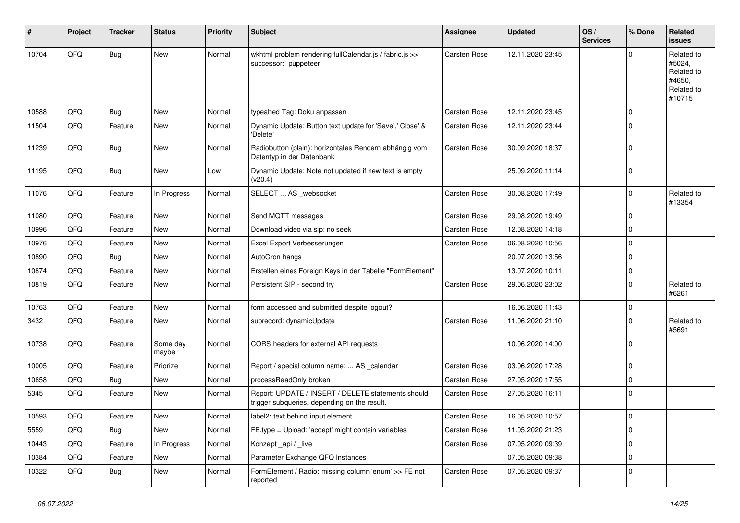| # | Project | Tracker | Status | Priority | Subject | Assignee | Updated | OS / Services | % Done | Related issues |
|---|---|---|---|---|---|---|---|---|---|---|
| 10704 | QFQ | Bug | New | Normal | wkhtml problem rendering fullCalendar.js / fabric.js >> successor: puppeteer | Carsten Rose | 12.11.2020 23:45 | | 0 | Related to #5024, Related to #4650, Related to #10715 |
| 10588 | QFQ | Bug | New | Normal | typeahed Tag: Doku anpassen | Carsten Rose | 12.11.2020 23:45 | | 0 | |
| 11504 | QFQ | Feature | New | Normal | Dynamic Update: Button text update for 'Save',' Close' & 'Delete' | Carsten Rose | 12.11.2020 23:44 | | 0 | |
| 11239 | QFQ | Bug | New | Normal | Radiobutton (plain): horizontales Rendern abhängig vom Datentyp in der Datenbank | Carsten Rose | 30.09.2020 18:37 | | 0 | |
| 11195 | QFQ | Bug | New | Low | Dynamic Update: Note not updated if new text is empty (v20.4) | | 25.09.2020 11:14 | | 0 | |
| 11076 | QFQ | Feature | In Progress | Normal | SELECT ... AS _websocket | Carsten Rose | 30.08.2020 17:49 | | 0 | Related to #13354 |
| 11080 | QFQ | Feature | New | Normal | Send MQTT messages | Carsten Rose | 29.08.2020 19:49 | | 0 | |
| 10996 | QFQ | Feature | New | Normal | Download video via sip: no seek | Carsten Rose | 12.08.2020 14:18 | | 0 | |
| 10976 | QFQ | Feature | New | Normal | Excel Export Verbesserungen | Carsten Rose | 06.08.2020 10:56 | | 0 | |
| 10890 | QFQ | Bug | New | Normal | AutoCron hangs | | 20.07.2020 13:56 | | 0 | |
| 10874 | QFQ | Feature | New | Normal | Erstellen eines Foreign Keys in der Tabelle "FormElement" | | 13.07.2020 10:11 | | 0 | |
| 10819 | QFQ | Feature | New | Normal | Persistent SIP - second try | Carsten Rose | 29.06.2020 23:02 | | 0 | Related to #6261 |
| 10763 | QFQ | Feature | New | Normal | form accessed and submitted despite logout? | | 16.06.2020 11:43 | | 0 | |
| 3432 | QFQ | Feature | New | Normal | subrecord: dynamicUpdate | Carsten Rose | 11.06.2020 21:10 | | 0 | Related to #5691 |
| 10738 | QFQ | Feature | Some day maybe | Normal | CORS headers for external API requests | | 10.06.2020 14:00 | | 0 | |
| 10005 | QFQ | Feature | Priorize | Normal | Report / special column name: ... AS _calendar | Carsten Rose | 03.06.2020 17:28 | | 0 | |
| 10658 | QFQ | Bug | New | Normal | processReadOnly broken | Carsten Rose | 27.05.2020 17:55 | | 0 | |
| 5345 | QFQ | Feature | New | Normal | Report: UPDATE / INSERT / DELETE statements should trigger subqueries, depending on the result. | Carsten Rose | 27.05.2020 16:11 | | 0 | |
| 10593 | QFQ | Feature | New | Normal | label2: text behind input element | Carsten Rose | 16.05.2020 10:57 | | 0 | |
| 5559 | QFQ | Bug | New | Normal | FE.type = Upload: 'accept' might contain variables | Carsten Rose | 11.05.2020 21:23 | | 0 | |
| 10443 | QFQ | Feature | In Progress | Normal | Konzept _api / _live | Carsten Rose | 07.05.2020 09:39 | | 0 | |
| 10384 | QFQ | Feature | New | Normal | Parameter Exchange QFQ Instances | | 07.05.2020 09:38 | | 0 | |
| 10322 | QFQ | Bug | New | Normal | FormElement / Radio: missing column 'enum' >> FE not reported | Carsten Rose | 07.05.2020 09:37 | | 0 | |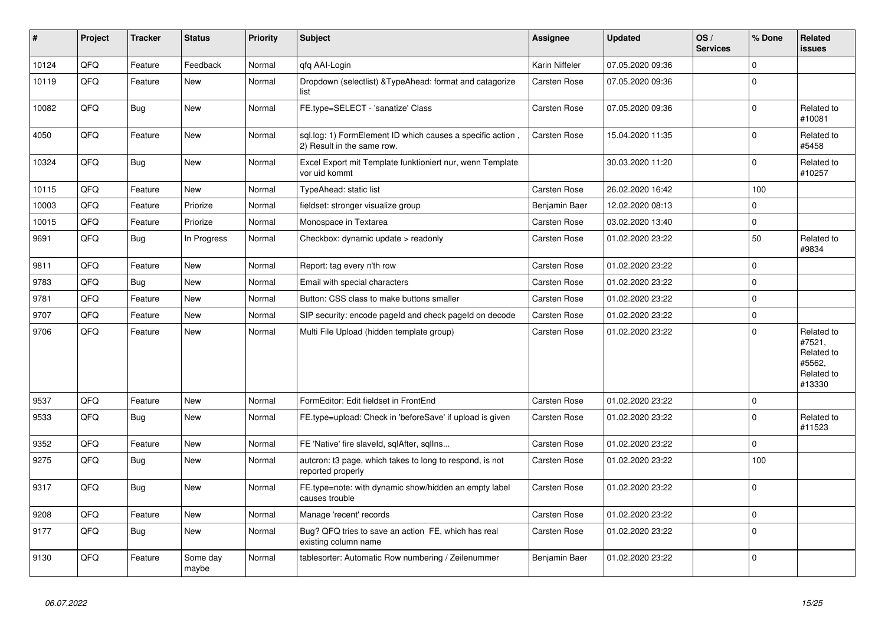| # | Project | Tracker | Status | Priority | Subject | Assignee | Updated | OS / Services | % Done | Related issues |
|---|---|---|---|---|---|---|---|---|---|---|
| 10124 | QFQ | Feature | Feedback | Normal | qfq AAI-Login | Karin Niffeler | 07.05.2020 09:36 | | 0 | |
| 10119 | QFQ | Feature | New | Normal | Dropdown (selectlist) &TypeAhead: format and catagorize list | Carsten Rose | 07.05.2020 09:36 | | 0 | |
| 10082 | QFQ | Bug | New | Normal | FE.type=SELECT - 'sanatize' Class | Carsten Rose | 07.05.2020 09:36 | | 0 | Related to #10081 |
| 4050 | QFQ | Feature | New | Normal | sql.log: 1) FormElement ID which causes a specific action , 2) Result in the same row. | Carsten Rose | 15.04.2020 11:35 | | 0 | Related to #5458 |
| 10324 | QFQ | Bug | New | Normal | Excel Export mit Template funktioniert nur, wenn Template vor uid kommt | | 30.03.2020 11:20 | | 0 | Related to #10257 |
| 10115 | QFQ | Feature | New | Normal | TypeAhead: static list | Carsten Rose | 26.02.2020 16:42 | | 100 | |
| 10003 | QFQ | Feature | Priorize | Normal | fieldset: stronger visualize group | Benjamin Baer | 12.02.2020 08:13 | | 0 | |
| 10015 | QFQ | Feature | Priorize | Normal | Monospace in Textarea | Carsten Rose | 03.02.2020 13:40 | | 0 | |
| 9691 | QFQ | Bug | In Progress | Normal | Checkbox: dynamic update > readonly | Carsten Rose | 01.02.2020 23:22 | | 50 | Related to #9834 |
| 9811 | QFQ | Feature | New | Normal | Report: tag every n'th row | Carsten Rose | 01.02.2020 23:22 | | 0 | |
| 9783 | QFQ | Bug | New | Normal | Email with special characters | Carsten Rose | 01.02.2020 23:22 | | 0 | |
| 9781 | QFQ | Feature | New | Normal | Button: CSS class to make buttons smaller | Carsten Rose | 01.02.2020 23:22 | | 0 | |
| 9707 | QFQ | Feature | New | Normal | SIP security: encode pageId and check pageId on decode | Carsten Rose | 01.02.2020 23:22 | | 0 | |
| 9706 | QFQ | Feature | New | Normal | Multi File Upload (hidden template group) | Carsten Rose | 01.02.2020 23:22 | | 0 | Related to #7521, Related to #5562, Related to #13330 |
| 9537 | QFQ | Feature | New | Normal | FormEditor: Edit fieldset in FrontEnd | Carsten Rose | 01.02.2020 23:22 | | 0 | |
| 9533 | QFQ | Bug | New | Normal | FE.type=upload: Check in 'beforeSave' if upload is given | Carsten Rose | 01.02.2020 23:22 | | 0 | Related to #11523 |
| 9352 | QFQ | Feature | New | Normal | FE 'Native' fire slaveId, sqlAfter, sqlIns... | Carsten Rose | 01.02.2020 23:22 | | 0 | |
| 9275 | QFQ | Bug | New | Normal | autcron: t3 page, which takes to long to respond, is not reported properly | Carsten Rose | 01.02.2020 23:22 | | 100 | |
| 9317 | QFQ | Bug | New | Normal | FE.type=note: with dynamic show/hidden an empty label causes trouble | Carsten Rose | 01.02.2020 23:22 | | 0 | |
| 9208 | QFQ | Feature | New | Normal | Manage 'recent' records | Carsten Rose | 01.02.2020 23:22 | | 0 | |
| 9177 | QFQ | Bug | New | Normal | Bug? QFQ tries to save an action FE, which has real existing column name | Carsten Rose | 01.02.2020 23:22 | | 0 | |
| 9130 | QFQ | Feature | Some day maybe | Normal | tablesorter: Automatic Row numbering / Zeilenummer | Benjamin Baer | 01.02.2020 23:22 | | 0 | |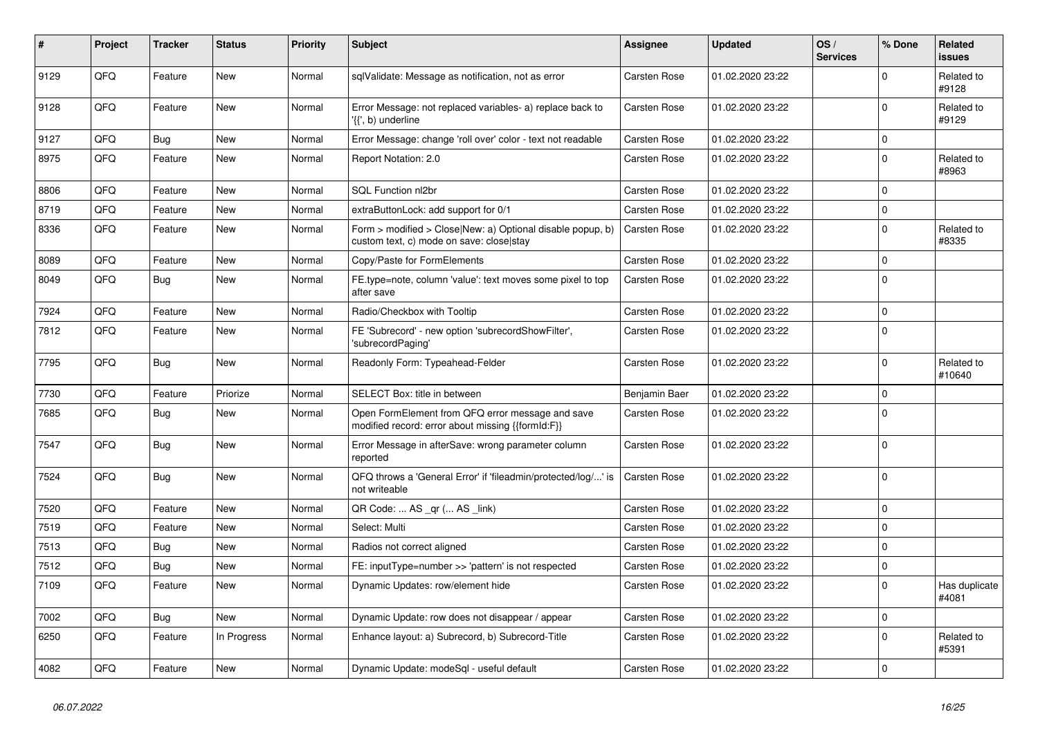| # | Project | Tracker | Status | Priority | Subject | Assignee | Updated | OS / Services | % Done | Related issues |
|---|---|---|---|---|---|---|---|---|---|---|
| 9129 | QFQ | Feature | New | Normal | sqlValidate: Message as notification, not as error | Carsten Rose | 01.02.2020 23:22 | | 0 | Related to #9128 |
| 9128 | QFQ | Feature | New | Normal | Error Message: not replaced variables- a) replace back to '{{', b) underline | Carsten Rose | 01.02.2020 23:22 | | 0 | Related to #9129 |
| 9127 | QFQ | Bug | New | Normal | Error Message: change 'roll over' color - text not readable | Carsten Rose | 01.02.2020 23:22 | | 0 | |
| 8975 | QFQ | Feature | New | Normal | Report Notation: 2.0 | Carsten Rose | 01.02.2020 23:22 | | 0 | Related to #8963 |
| 8806 | QFQ | Feature | New | Normal | SQL Function nl2br | Carsten Rose | 01.02.2020 23:22 | | 0 | |
| 8719 | QFQ | Feature | New | Normal | extraButtonLock: add support for 0/1 | Carsten Rose | 01.02.2020 23:22 | | 0 | |
| 8336 | QFQ | Feature | New | Normal | Form > modified > Close\|New: a) Optional disable popup, b) custom text, c) mode on save: close\|stay | Carsten Rose | 01.02.2020 23:22 | | 0 | Related to #8335 |
| 8089 | QFQ | Feature | New | Normal | Copy/Paste for FormElements | Carsten Rose | 01.02.2020 23:22 | | 0 | |
| 8049 | QFQ | Bug | New | Normal | FE.type=note, column 'value': text moves some pixel to top after save | Carsten Rose | 01.02.2020 23:22 | | 0 | |
| 7924 | QFQ | Feature | New | Normal | Radio/Checkbox with Tooltip | Carsten Rose | 01.02.2020 23:22 | | 0 | |
| 7812 | QFQ | Feature | New | Normal | FE 'Subrecord' - new option 'subrecordShowFilter', 'subrecordPaging' | Carsten Rose | 01.02.2020 23:22 | | 0 | |
| 7795 | QFQ | Bug | New | Normal | Readonly Form: Typeahead-Felder | Carsten Rose | 01.02.2020 23:22 | | 0 | Related to #10640 |
| 7730 | QFQ | Feature | Priorize | Normal | SELECT Box: title in between | Benjamin Baer | 01.02.2020 23:22 | | 0 | |
| 7685 | QFQ | Bug | New | Normal | Open FormElement from QFQ error message and save modified record: error about missing {{formId:F}} | Carsten Rose | 01.02.2020 23:22 | | 0 | |
| 7547 | QFQ | Bug | New | Normal | Error Message in afterSave: wrong parameter column reported | Carsten Rose | 01.02.2020 23:22 | | 0 | |
| 7524 | QFQ | Bug | New | Normal | QFQ throws a 'General Error' if 'fileadmin/protected/log/...' is not writeable | Carsten Rose | 01.02.2020 23:22 | | 0 | |
| 7520 | QFQ | Feature | New | Normal | QR Code: ... AS _qr (... AS _link) | Carsten Rose | 01.02.2020 23:22 | | 0 | |
| 7519 | QFQ | Feature | New | Normal | Select: Multi | Carsten Rose | 01.02.2020 23:22 | | 0 | |
| 7513 | QFQ | Bug | New | Normal | Radios not correct aligned | Carsten Rose | 01.02.2020 23:22 | | 0 | |
| 7512 | QFQ | Bug | New | Normal | FE: inputType=number >> 'pattern' is not respected | Carsten Rose | 01.02.2020 23:22 | | 0 | |
| 7109 | QFQ | Feature | New | Normal | Dynamic Updates: row/element hide | Carsten Rose | 01.02.2020 23:22 | | 0 | Has duplicate #4081 |
| 7002 | QFQ | Bug | New | Normal | Dynamic Update: row does not disappear / appear | Carsten Rose | 01.02.2020 23:22 | | 0 | |
| 6250 | QFQ | Feature | In Progress | Normal | Enhance layout: a) Subrecord, b) Subrecord-Title | Carsten Rose | 01.02.2020 23:22 | | 0 | Related to #5391 |
| 4082 | QFQ | Feature | New | Normal | Dynamic Update: modeSql - useful default | Carsten Rose | 01.02.2020 23:22 | | 0 | |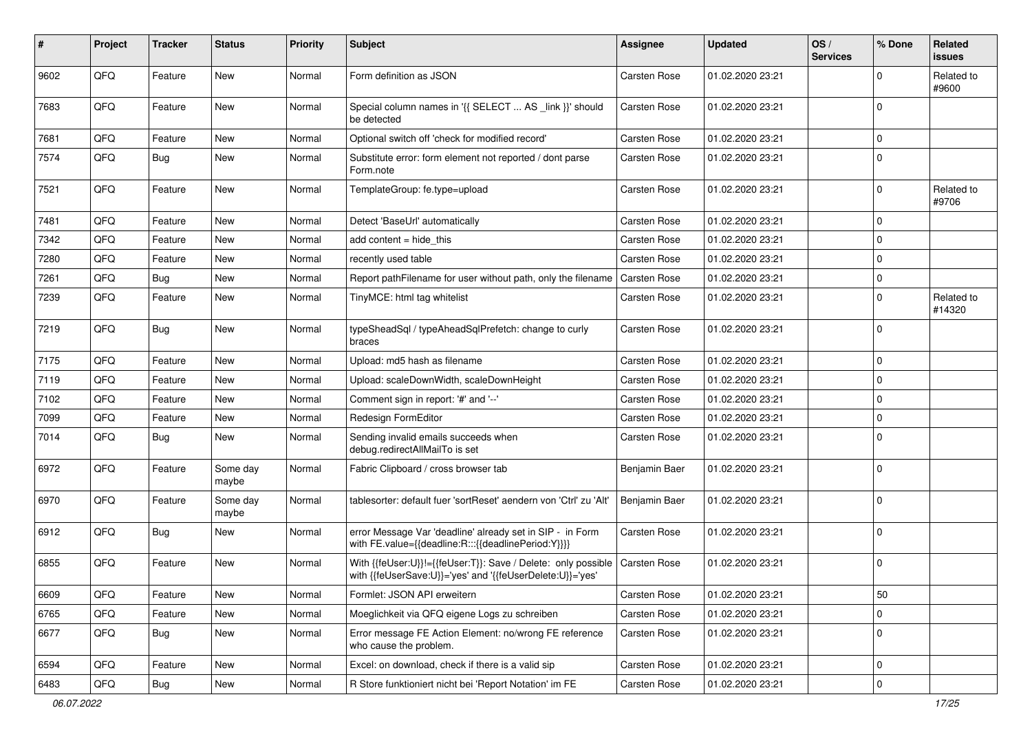| # | Project | Tracker | Status | Priority | Subject | Assignee | Updated | OS / Services | % Done | Related issues |
|---|---|---|---|---|---|---|---|---|---|---|
| 9602 | QFQ | Feature | New | Normal | Form definition as JSON | Carsten Rose | 01.02.2020 23:21 | | 0 | Related to #9600 |
| 7683 | QFQ | Feature | New | Normal | Special column names in '{{ SELECT ... AS _link }}' should be detected | Carsten Rose | 01.02.2020 23:21 | | 0 | |
| 7681 | QFQ | Feature | New | Normal | Optional switch off 'check for modified record' | Carsten Rose | 01.02.2020 23:21 | | 0 | |
| 7574 | QFQ | Bug | New | Normal | Substitute error: form element not reported / dont parse Form.note | Carsten Rose | 01.02.2020 23:21 | | 0 | |
| 7521 | QFQ | Feature | New | Normal | TemplateGroup: fe.type=upload | Carsten Rose | 01.02.2020 23:21 | | 0 | Related to #9706 |
| 7481 | QFQ | Feature | New | Normal | Detect 'BaseUrl' automatically | Carsten Rose | 01.02.2020 23:21 | | 0 | |
| 7342 | QFQ | Feature | New | Normal | add content = hide_this | Carsten Rose | 01.02.2020 23:21 | | 0 | |
| 7280 | QFQ | Feature | New | Normal | recently used table | Carsten Rose | 01.02.2020 23:21 | | 0 | |
| 7261 | QFQ | Bug | New | Normal | Report pathFilename for user without path, only the filename | Carsten Rose | 01.02.2020 23:21 | | 0 | |
| 7239 | QFQ | Feature | New | Normal | TinyMCE: html tag whitelist | Carsten Rose | 01.02.2020 23:21 | | 0 | Related to #14320 |
| 7219 | QFQ | Bug | New | Normal | typeSheadSql / typeAheadSqlPrefetch: change to curly braces | Carsten Rose | 01.02.2020 23:21 | | 0 | |
| 7175 | QFQ | Feature | New | Normal | Upload: md5 hash as filename | Carsten Rose | 01.02.2020 23:21 | | 0 | |
| 7119 | QFQ | Feature | New | Normal | Upload: scaleDownWidth, scaleDownHeight | Carsten Rose | 01.02.2020 23:21 | | 0 | |
| 7102 | QFQ | Feature | New | Normal | Comment sign in report: '#' and '--' | Carsten Rose | 01.02.2020 23:21 | | 0 | |
| 7099 | QFQ | Feature | New | Normal | Redesign FormEditor | Carsten Rose | 01.02.2020 23:21 | | 0 | |
| 7014 | QFQ | Bug | New | Normal | Sending invalid emails succeeds when debug.redirectAllMailTo is set | Carsten Rose | 01.02.2020 23:21 | | 0 | |
| 6972 | QFQ | Feature | Some day maybe | Normal | Fabric Clipboard / cross browser tab | Benjamin Baer | 01.02.2020 23:21 | | 0 | |
| 6970 | QFQ | Feature | Some day maybe | Normal | tablesorter: default fuer 'sortReset' aendern von 'Ctrl' zu 'Alt' | Benjamin Baer | 01.02.2020 23:21 | | 0 | |
| 6912 | QFQ | Bug | New | Normal | error Message Var 'deadline' already set in SIP - in Form with FE.value={{deadline:R:::{{deadlinePeriod:Y}}}} | Carsten Rose | 01.02.2020 23:21 | | 0 | |
| 6855 | QFQ | Feature | New | Normal | With {{feUser:U}}!={{feUser:T}}: Save / Delete: only possible with {{feUserSave:U}}='yes' and '{{feUserDelete:U}}='yes' | Carsten Rose | 01.02.2020 23:21 | | 0 | |
| 6609 | QFQ | Feature | New | Normal | Formlet: JSON API erweitern | Carsten Rose | 01.02.2020 23:21 | | 50 | |
| 6765 | QFQ | Feature | New | Normal | Moeglichkeit via QFQ eigene Logs zu schreiben | Carsten Rose | 01.02.2020 23:21 | | 0 | |
| 6677 | QFQ | Bug | New | Normal | Error message FE Action Element: no/wrong FE reference who cause the problem. | Carsten Rose | 01.02.2020 23:21 | | 0 | |
| 6594 | QFQ | Feature | New | Normal | Excel: on download, check if there is a valid sip | Carsten Rose | 01.02.2020 23:21 | | 0 | |
| 6483 | QFQ | Bug | New | Normal | R Store funktioniert nicht bei 'Report Notation' im FE | Carsten Rose | 01.02.2020 23:21 | | 0 | |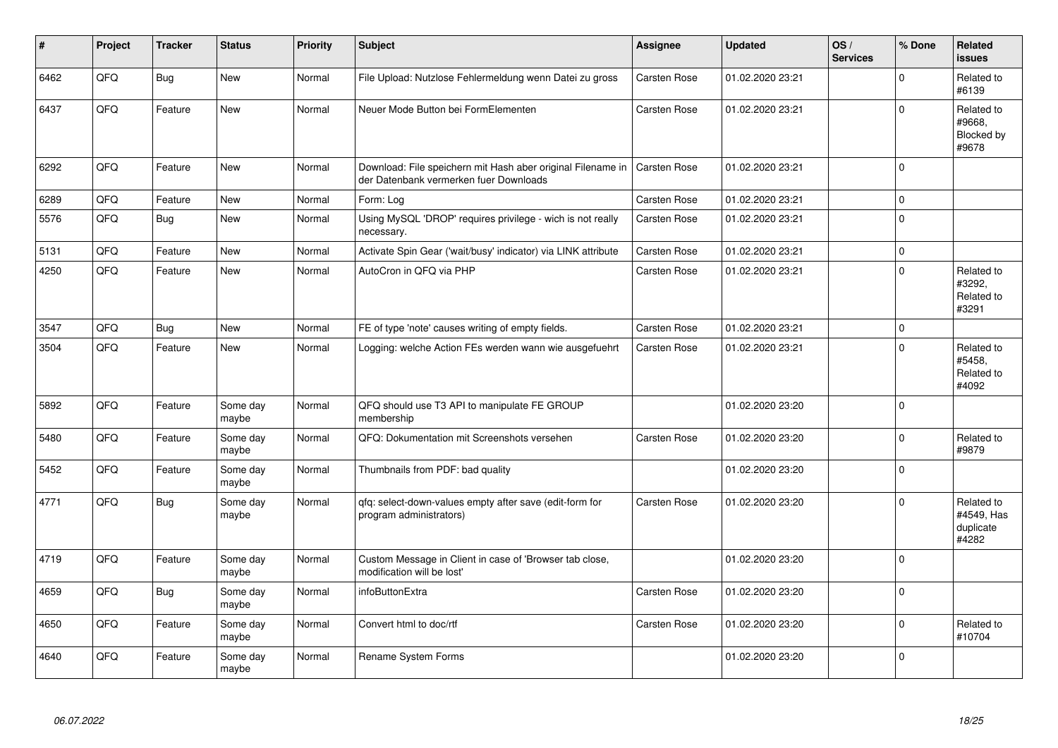| # | Project | Tracker | Status | Priority | Subject | Assignee | Updated | OS / Services | % Done | Related issues |
|---|---|---|---|---|---|---|---|---|---|---|
| 6462 | QFQ | Bug | New | Normal | File Upload: Nutzlose Fehlermeldung wenn Datei zu gross | Carsten Rose | 01.02.2020 23:21 | | 0 | Related to #6139 |
| 6437 | QFQ | Feature | New | Normal | Neuer Mode Button bei FormElementen | Carsten Rose | 01.02.2020 23:21 | | 0 | Related to #9668, Blocked by #9678 |
| 6292 | QFQ | Feature | New | Normal | Download: File speichern mit Hash aber original Filename in der Datenbank vermerken fuer Downloads | Carsten Rose | 01.02.2020 23:21 | | 0 | |
| 6289 | QFQ | Feature | New | Normal | Form: Log | Carsten Rose | 01.02.2020 23:21 | | 0 | |
| 5576 | QFQ | Bug | New | Normal | Using MySQL 'DROP' requires privilege - wich is not really necessary. | Carsten Rose | 01.02.2020 23:21 | | 0 | |
| 5131 | QFQ | Feature | New | Normal | Activate Spin Gear ('wait/busy' indicator) via LINK attribute | Carsten Rose | 01.02.2020 23:21 | | 0 | |
| 4250 | QFQ | Feature | New | Normal | AutoCron in QFQ via PHP | Carsten Rose | 01.02.2020 23:21 | | 0 | Related to #3292, Related to #3291 |
| 3547 | QFQ | Bug | New | Normal | FE of type 'note' causes writing of empty fields. | Carsten Rose | 01.02.2020 23:21 | | 0 | |
| 3504 | QFQ | Feature | New | Normal | Logging: welche Action FEs werden wann wie ausgefuehrt | Carsten Rose | 01.02.2020 23:21 | | 0 | Related to #5458, Related to #4092 |
| 5892 | QFQ | Feature | Some day maybe | Normal | QFQ should use T3 API to manipulate FE GROUP membership | | 01.02.2020 23:20 | | 0 | |
| 5480 | QFQ | Feature | Some day maybe | Normal | QFQ: Dokumentation mit Screenshots versehen | Carsten Rose | 01.02.2020 23:20 | | 0 | Related to #9879 |
| 5452 | QFQ | Feature | Some day maybe | Normal | Thumbnails from PDF: bad quality | | 01.02.2020 23:20 | | 0 | |
| 4771 | QFQ | Bug | Some day maybe | Normal | qfq: select-down-values empty after save (edit-form for program administrators) | Carsten Rose | 01.02.2020 23:20 | | 0 | Related to #4549, Has duplicate #4282 |
| 4719 | QFQ | Feature | Some day maybe | Normal | Custom Message in Client in case of 'Browser tab close, modification will be lost' | | 01.02.2020 23:20 | | 0 | |
| 4659 | QFQ | Bug | Some day maybe | Normal | infoButtonExtra | Carsten Rose | 01.02.2020 23:20 | | 0 | |
| 4650 | QFQ | Feature | Some day maybe | Normal | Convert html to doc/rtf | Carsten Rose | 01.02.2020 23:20 | | 0 | Related to #10704 |
| 4640 | QFQ | Feature | Some day maybe | Normal | Rename System Forms | | 01.02.2020 23:20 | | 0 | |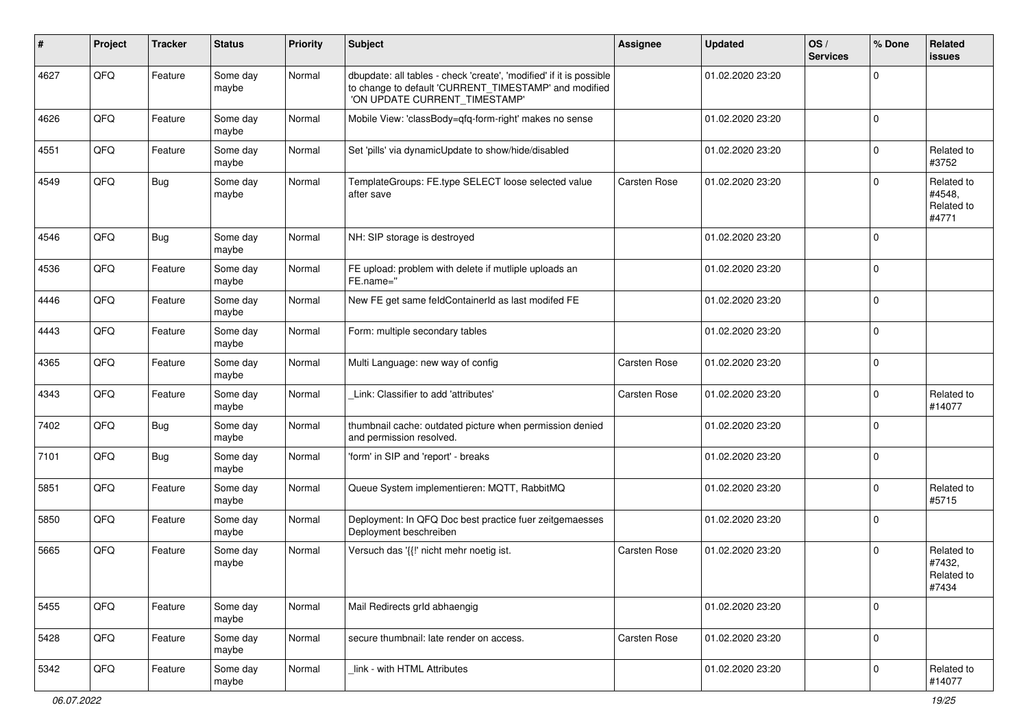| # | Project | Tracker | Status | Priority | Subject | Assignee | Updated | OS / Services | % Done | Related issues |
|---|---|---|---|---|---|---|---|---|---|---|
| 4627 | QFQ | Feature | Some day maybe | Normal | dbupdate: all tables - check 'create', 'modified' if it is possible to change to default 'CURRENT_TIMESTAMP' and modified 'ON UPDATE CURRENT_TIMESTAMP' | | 01.02.2020 23:20 | | 0 | |
| 4626 | QFQ | Feature | Some day maybe | Normal | Mobile View: 'classBody=qfq-form-right' makes no sense | | 01.02.2020 23:20 | | 0 | |
| 4551 | QFQ | Feature | Some day maybe | Normal | Set 'pills' via dynamicUpdate to show/hide/disabled | | 01.02.2020 23:20 | | 0 | Related to #3752 |
| 4549 | QFQ | Bug | Some day maybe | Normal | TemplateGroups: FE.type SELECT loose selected value after save | Carsten Rose | 01.02.2020 23:20 | | 0 | Related to #4548, Related to #4771 |
| 4546 | QFQ | Bug | Some day maybe | Normal | NH: SIP storage is destroyed | | 01.02.2020 23:20 | | 0 | |
| 4536 | QFQ | Feature | Some day maybe | Normal | FE upload: problem with delete if mutliple uploads an FE.name='' | | 01.02.2020 23:20 | | 0 | |
| 4446 | QFQ | Feature | Some day maybe | Normal | New FE get same feldContainerId as last modifed FE | | 01.02.2020 23:20 | | 0 | |
| 4443 | QFQ | Feature | Some day maybe | Normal | Form: multiple secondary tables | | 01.02.2020 23:20 | | 0 | |
| 4365 | QFQ | Feature | Some day maybe | Normal | Multi Language: new way of config | Carsten Rose | 01.02.2020 23:20 | | 0 | |
| 4343 | QFQ | Feature | Some day maybe | Normal | _Link: Classifier to add 'attributes' | Carsten Rose | 01.02.2020 23:20 | | 0 | Related to #14077 |
| 7402 | QFQ | Bug | Some day maybe | Normal | thumbnail cache: outdated picture when permission denied and permission resolved. | | 01.02.2020 23:20 | | 0 | |
| 7101 | QFQ | Bug | Some day maybe | Normal | 'form' in SIP and 'report' - breaks | | 01.02.2020 23:20 | | 0 | |
| 5851 | QFQ | Feature | Some day maybe | Normal | Queue System implementieren: MQTT, RabbitMQ | | 01.02.2020 23:20 | | 0 | Related to #5715 |
| 5850 | QFQ | Feature | Some day maybe | Normal | Deployment: In QFQ Doc best practice fuer zeitgemaesses Deployment beschreiben | | 01.02.2020 23:20 | | 0 | |
| 5665 | QFQ | Feature | Some day maybe | Normal | Versuch das '{{!' nicht mehr noetig ist. | Carsten Rose | 01.02.2020 23:20 | | 0 | Related to #7432, Related to #7434 |
| 5455 | QFQ | Feature | Some day maybe | Normal | Mail Redirects grId abhaengig | | 01.02.2020 23:20 | | 0 | |
| 5428 | QFQ | Feature | Some day maybe | Normal | secure thumbnail: late render on access. | Carsten Rose | 01.02.2020 23:20 | | 0 | |
| 5342 | QFQ | Feature | Some day maybe | Normal | _link - with HTML Attributes | | 01.02.2020 23:20 | | 0 | Related to #14077 |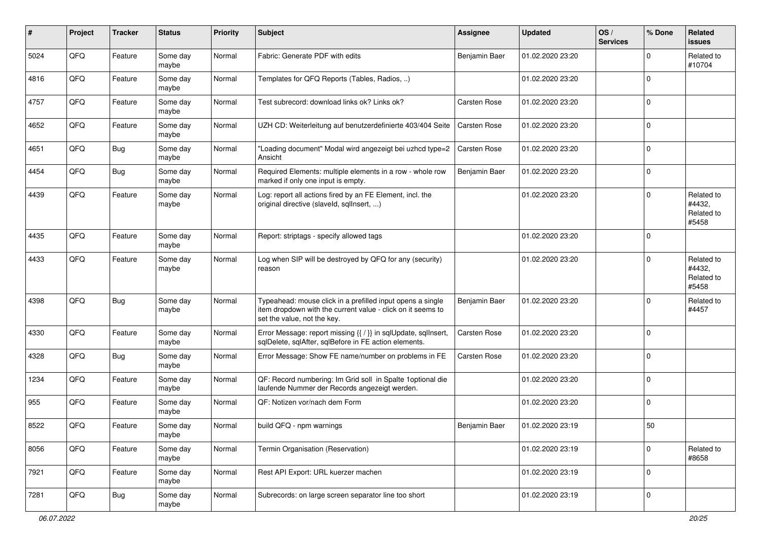| # | Project | Tracker | Status | Priority | Subject | Assignee | Updated | OS / Services | % Done | Related issues |
|---|---|---|---|---|---|---|---|---|---|---|
| 5024 | QFQ | Feature | Some day maybe | Normal | Fabric: Generate PDF with edits | Benjamin Baer | 01.02.2020 23:20 | | 0 | Related to #10704 |
| 4816 | QFQ | Feature | Some day maybe | Normal | Templates for QFQ Reports (Tables, Radios, ..) | | 01.02.2020 23:20 | | 0 | |
| 4757 | QFQ | Feature | Some day maybe | Normal | Test subrecord: download links ok? Links ok? | Carsten Rose | 01.02.2020 23:20 | | 0 | |
| 4652 | QFQ | Feature | Some day maybe | Normal | UZH CD: Weiterleitung auf benutzerdefinierte 403/404 Seite | Carsten Rose | 01.02.2020 23:20 | | 0 | |
| 4651 | QFQ | Bug | Some day maybe | Normal | "Loading document" Modal wird angezeigt bei uzhcd type=2 Ansicht | Carsten Rose | 01.02.2020 23:20 | | 0 | |
| 4454 | QFQ | Bug | Some day maybe | Normal | Required Elements: multiple elements in a row - whole row marked if only one input is empty. | Benjamin Baer | 01.02.2020 23:20 | | 0 | |
| 4439 | QFQ | Feature | Some day maybe | Normal | Log: report all actions fired by an FE Element, incl. the original directive (slaveId, sqlInsert, ...) | | 01.02.2020 23:20 | | 0 | Related to #4432, Related to #5458 |
| 4435 | QFQ | Feature | Some day maybe | Normal | Report: striptags - specify allowed tags | | 01.02.2020 23:20 | | 0 | |
| 4433 | QFQ | Feature | Some day maybe | Normal | Log when SIP will be destroyed by QFQ for any (security) reason | | 01.02.2020 23:20 | | 0 | Related to #4432, Related to #5458 |
| 4398 | QFQ | Bug | Some day maybe | Normal | Typeahead: mouse click in a prefilled input opens a single item dropdown with the current value - click on it seems to set the value, not the key. | Benjamin Baer | 01.02.2020 23:20 | | 0 | Related to #4457 |
| 4330 | QFQ | Feature | Some day maybe | Normal | Error Message: report missing {{ / }} in sqlUpdate, sqlInsert, sqlDelete, sqlAfter, sqlBefore in FE action elements. | Carsten Rose | 01.02.2020 23:20 | | 0 | |
| 4328 | QFQ | Bug | Some day maybe | Normal | Error Message: Show FE name/number on problems in FE | Carsten Rose | 01.02.2020 23:20 | | 0 | |
| 1234 | QFQ | Feature | Some day maybe | Normal | QF: Record numbering: Im Grid soll in Spalte 1optional die laufende Nummer der Records angezeigt werden. | | 01.02.2020 23:20 | | 0 | |
| 955 | QFQ | Feature | Some day maybe | Normal | QF: Notizen vor/nach dem Form | | 01.02.2020 23:20 | | 0 | |
| 8522 | QFQ | Feature | Some day maybe | Normal | build QFQ - npm warnings | Benjamin Baer | 01.02.2020 23:19 | | 50 | |
| 8056 | QFQ | Feature | Some day maybe | Normal | Termin Organisation (Reservation) | | 01.02.2020 23:19 | | 0 | Related to #8658 |
| 7921 | QFQ | Feature | Some day maybe | Normal | Rest API Export: URL kuerzer machen | | 01.02.2020 23:19 | | 0 | |
| 7281 | QFQ | Bug | Some day maybe | Normal | Subrecords: on large screen separator line too short | | 01.02.2020 23:19 | | 0 | |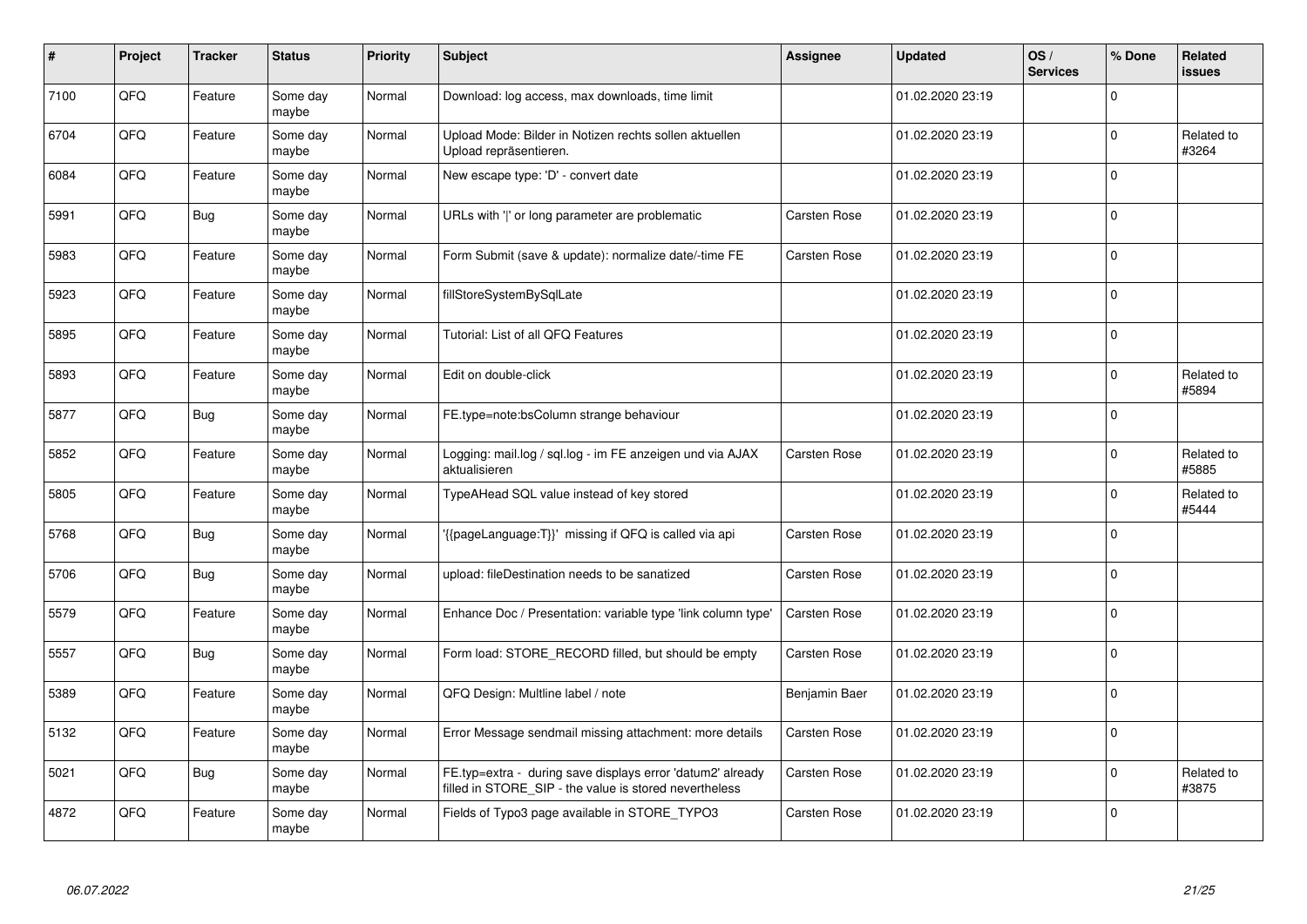| # | Project | Tracker | Status | Priority | Subject | Assignee | Updated | OS / Services | % Done | Related issues |
|---|---|---|---|---|---|---|---|---|---|---|
| 7100 | QFQ | Feature | Some day maybe | Normal | Download: log access, max downloads, time limit | | 01.02.2020 23:19 | | 0 | |
| 6704 | QFQ | Feature | Some day maybe | Normal | Upload Mode: Bilder in Notizen rechts sollen aktuellen Upload repräsentieren. | | 01.02.2020 23:19 | | 0 | Related to #3264 |
| 6084 | QFQ | Feature | Some day maybe | Normal | New escape type: 'D' - convert date | | 01.02.2020 23:19 | | 0 | |
| 5991 | QFQ | Bug | Some day maybe | Normal | URLs with '\|' or long parameter are problematic | Carsten Rose | 01.02.2020 23:19 | | 0 | |
| 5983 | QFQ | Feature | Some day maybe | Normal | Form Submit (save & update): normalize date/-time FE | Carsten Rose | 01.02.2020 23:19 | | 0 | |
| 5923 | QFQ | Feature | Some day maybe | Normal | fillStoreSystemBySqlLate | | 01.02.2020 23:19 | | 0 | |
| 5895 | QFQ | Feature | Some day maybe | Normal | Tutorial: List of all QFQ Features | | 01.02.2020 23:19 | | 0 | |
| 5893 | QFQ | Feature | Some day maybe | Normal | Edit on double-click | | 01.02.2020 23:19 | | 0 | Related to #5894 |
| 5877 | QFQ | Bug | Some day maybe | Normal | FE.type=note:bsColumn strange behaviour | | 01.02.2020 23:19 | | 0 | |
| 5852 | QFQ | Feature | Some day maybe | Normal | Logging: mail.log / sql.log - im FE anzeigen und via AJAX aktualisieren | Carsten Rose | 01.02.2020 23:19 | | 0 | Related to #5885 |
| 5805 | QFQ | Feature | Some day maybe | Normal | TypeAHead SQL value instead of key stored | | 01.02.2020 23:19 | | 0 | Related to #5444 |
| 5768 | QFQ | Bug | Some day maybe | Normal | '{{pageLanguage:T}}' missing if QFQ is called via api | Carsten Rose | 01.02.2020 23:19 | | 0 | |
| 5706 | QFQ | Bug | Some day maybe | Normal | upload: fileDestination needs to be sanatized | Carsten Rose | 01.02.2020 23:19 | | 0 | |
| 5579 | QFQ | Feature | Some day maybe | Normal | Enhance Doc / Presentation: variable type 'link column type' | Carsten Rose | 01.02.2020 23:19 | | 0 | |
| 5557 | QFQ | Bug | Some day maybe | Normal | Form load: STORE_RECORD filled, but should be empty | Carsten Rose | 01.02.2020 23:19 | | 0 | |
| 5389 | QFQ | Feature | Some day maybe | Normal | QFQ Design: Multline label / note | Benjamin Baer | 01.02.2020 23:19 | | 0 | |
| 5132 | QFQ | Feature | Some day maybe | Normal | Error Message sendmail missing attachment: more details | Carsten Rose | 01.02.2020 23:19 | | 0 | |
| 5021 | QFQ | Bug | Some day maybe | Normal | FE.typ=extra - during save displays error 'datum2' already filled in STORE_SIP - the value is stored nevertheless | Carsten Rose | 01.02.2020 23:19 | | 0 | Related to #3875 |
| 4872 | QFQ | Feature | Some day maybe | Normal | Fields of Typo3 page available in STORE_TYPO3 | Carsten Rose | 01.02.2020 23:19 | | 0 | |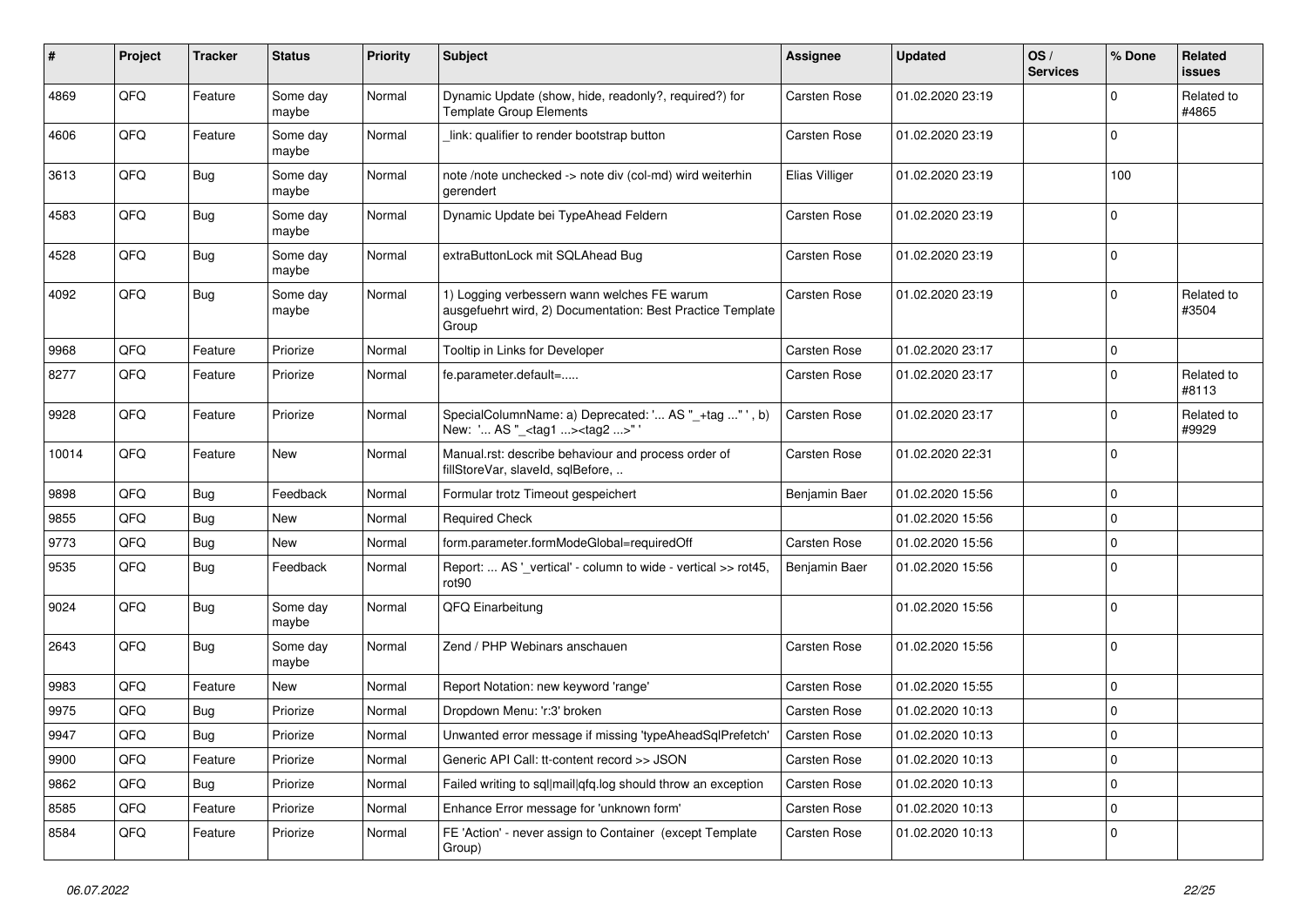| # | Project | Tracker | Status | Priority | Subject | Assignee | Updated | OS / Services | % Done | Related issues |
|---|---|---|---|---|---|---|---|---|---|---|
| 4869 | QFQ | Feature | Some day maybe | Normal | Dynamic Update (show, hide, readonly?, required?) for Template Group Elements | Carsten Rose | 01.02.2020 23:19 | | 0 | Related to #4865 |
| 4606 | QFQ | Feature | Some day maybe | Normal | _link: qualifier to render bootstrap button | Carsten Rose | 01.02.2020 23:19 | | 0 | |
| 3613 | QFQ | Bug | Some day maybe | Normal | note /note unchecked -> note div (col-md) wird weiterhin gerendert | Elias Villiger | 01.02.2020 23:19 | | 100 | |
| 4583 | QFQ | Bug | Some day maybe | Normal | Dynamic Update bei TypeAhead Feldern | Carsten Rose | 01.02.2020 23:19 | | 0 | |
| 4528 | QFQ | Bug | Some day maybe | Normal | extraButtonLock mit SQLAhead Bug | Carsten Rose | 01.02.2020 23:19 | | 0 | |
| 4092 | QFQ | Bug | Some day maybe | Normal | 1) Logging verbessern wann welches FE warum ausgefuehrt wird, 2) Documentation: Best Practice Template Group | Carsten Rose | 01.02.2020 23:19 | | 0 | Related to #3504 |
| 9968 | QFQ | Feature | Priorize | Normal | Tooltip in Links for Developer | Carsten Rose | 01.02.2020 23:17 | | 0 | |
| 8277 | QFQ | Feature | Priorize | Normal | fe.parameter.default=..... | Carsten Rose | 01.02.2020 23:17 | | 0 | Related to #8113 |
| 9928 | QFQ | Feature | Priorize | Normal | SpecialColumnName: a) Deprecated: '... AS "_+tag ..." ', b) New: '... AS "_<tag1 ...><tag2 ...>" ' | Carsten Rose | 01.02.2020 23:17 | | 0 | Related to #9929 |
| 10014 | QFQ | Feature | New | Normal | Manual.rst: describe behaviour and process order of fillStoreVar, slaveId, sqlBefore, .. | Carsten Rose | 01.02.2020 22:31 | | 0 | |
| 9898 | QFQ | Bug | Feedback | Normal | Formular trotz Timeout gespeichert | Benjamin Baer | 01.02.2020 15:56 | | 0 | |
| 9855 | QFQ | Bug | New | Normal | Required Check | | 01.02.2020 15:56 | | 0 | |
| 9773 | QFQ | Bug | New | Normal | form.parameter.formModeGlobal=requiredOff | Carsten Rose | 01.02.2020 15:56 | | 0 | |
| 9535 | QFQ | Bug | Feedback | Normal | Report: ... AS '_vertical' - column to wide - vertical >> rot45, rot90 | Benjamin Baer | 01.02.2020 15:56 | | 0 | |
| 9024 | QFQ | Bug | Some day maybe | Normal | QFQ Einarbeitung | | 01.02.2020 15:56 | | 0 | |
| 2643 | QFQ | Bug | Some day maybe | Normal | Zend / PHP Webinars anschauen | Carsten Rose | 01.02.2020 15:56 | | 0 | |
| 9983 | QFQ | Feature | New | Normal | Report Notation: new keyword 'range' | Carsten Rose | 01.02.2020 15:55 | | 0 | |
| 9975 | QFQ | Bug | Priorize | Normal | Dropdown Menu: 'r:3' broken | Carsten Rose | 01.02.2020 10:13 | | 0 | |
| 9947 | QFQ | Bug | Priorize | Normal | Unwanted error message if missing 'typeAheadSqlPrefetch' | Carsten Rose | 01.02.2020 10:13 | | 0 | |
| 9900 | QFQ | Feature | Priorize | Normal | Generic API Call: tt-content record >> JSON | Carsten Rose | 01.02.2020 10:13 | | 0 | |
| 9862 | QFQ | Bug | Priorize | Normal | Failed writing to sql\|mail\|qfq.log should throw an exception | Carsten Rose | 01.02.2020 10:13 | | 0 | |
| 8585 | QFQ | Feature | Priorize | Normal | Enhance Error message for 'unknown form' | Carsten Rose | 01.02.2020 10:13 | | 0 | |
| 8584 | QFQ | Feature | Priorize | Normal | FE 'Action' - never assign to Container (except Template Group) | Carsten Rose | 01.02.2020 10:13 | | 0 | |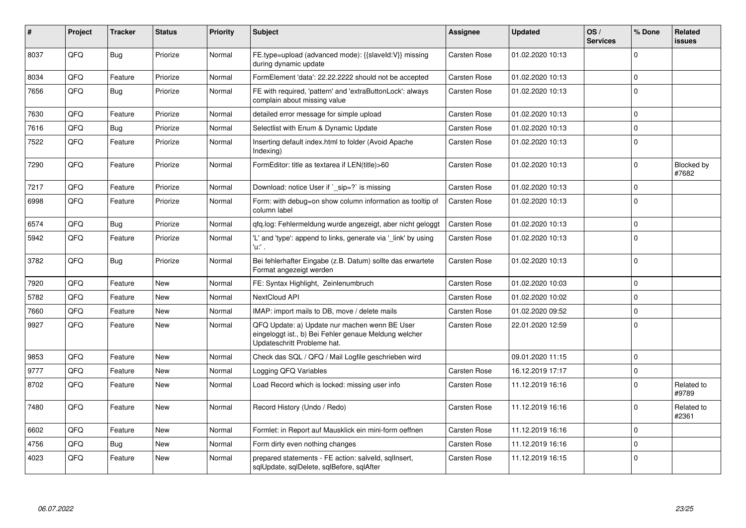| # | Project | Tracker | Status | Priority | Subject | Assignee | Updated | OS / Services | % Done | Related issues |
|---|---|---|---|---|---|---|---|---|---|---|
| 8037 | QFQ | Bug | Priorize | Normal | FE.type=upload (advanced mode): {{slaveId:V}} missing during dynamic update | Carsten Rose | 01.02.2020 10:13 | | 0 | |
| 8034 | QFQ | Feature | Priorize | Normal | FormElement 'data': 22.22.2222 should not be accepted | Carsten Rose | 01.02.2020 10:13 | | 0 | |
| 7656 | QFQ | Bug | Priorize | Normal | FE with required, 'pattern' and 'extraButtonLock': always complain about missing value | Carsten Rose | 01.02.2020 10:13 | | 0 | |
| 7630 | QFQ | Feature | Priorize | Normal | detailed error message for simple upload | Carsten Rose | 01.02.2020 10:13 | | 0 | |
| 7616 | QFQ | Bug | Priorize | Normal | Selectlist with Enum & Dynamic Update | Carsten Rose | 01.02.2020 10:13 | | 0 | |
| 7522 | QFQ | Feature | Priorize | Normal | Inserting default index.html to folder (Avoid Apache Indexing) | Carsten Rose | 01.02.2020 10:13 | | 0 | |
| 7290 | QFQ | Feature | Priorize | Normal | FormEditor: title as textarea if LEN(title)>60 | Carsten Rose | 01.02.2020 10:13 | | 0 | Blocked by #7682 |
| 7217 | QFQ | Feature | Priorize | Normal | Download: notice User if `_sip=?` is missing | Carsten Rose | 01.02.2020 10:13 | | 0 | |
| 6998 | QFQ | Feature | Priorize | Normal | Form: with debug=on show column information as tooltip of column label | Carsten Rose | 01.02.2020 10:13 | | 0 | |
| 6574 | QFQ | Bug | Priorize | Normal | qfq.log: Fehlermeldung wurde angezeigt, aber nicht geloggt | Carsten Rose | 01.02.2020 10:13 | | 0 | |
| 5942 | QFQ | Feature | Priorize | Normal | 'L' and 'type': append to links, generate via '_link' by using 'u:' . | Carsten Rose | 01.02.2020 10:13 | | 0 | |
| 3782 | QFQ | Bug | Priorize | Normal | Bei fehlerhafter Eingabe (z.B. Datum) sollte das erwartete Format angezeigt werden | Carsten Rose | 01.02.2020 10:13 | | 0 | |
| 7920 | QFQ | Feature | New | Normal | FE: Syntax Highlight, Zeinlenumbruch | Carsten Rose | 01.02.2020 10:03 | | 0 | |
| 5782 | QFQ | Feature | New | Normal | NextCloud API | Carsten Rose | 01.02.2020 10:02 | | 0 | |
| 7660 | QFQ | Feature | New | Normal | IMAP: import mails to DB, move / delete mails | Carsten Rose | 01.02.2020 09:52 | | 0 | |
| 9927 | QFQ | Feature | New | Normal | QFQ Update: a) Update nur machen wenn BE User eingeloggt ist., b) Bei Fehler genaue Meldung welcher Updateschritt Probleme hat. | Carsten Rose | 22.01.2020 12:59 | | 0 | |
| 9853 | QFQ | Feature | New | Normal | Check das SQL / QFQ / Mail Logfile geschrieben wird | | 09.01.2020 11:15 | | 0 | |
| 9777 | QFQ | Feature | New | Normal | Logging QFQ Variables | Carsten Rose | 16.12.2019 17:17 | | 0 | |
| 8702 | QFQ | Feature | New | Normal | Load Record which is locked: missing user info | Carsten Rose | 11.12.2019 16:16 | | 0 | Related to #9789 |
| 7480 | QFQ | Feature | New | Normal | Record History (Undo / Redo) | Carsten Rose | 11.12.2019 16:16 | | 0 | Related to #2361 |
| 6602 | QFQ | Feature | New | Normal | Formlet: in Report auf Mausklick ein mini-form oeffnen | Carsten Rose | 11.12.2019 16:16 | | 0 | |
| 4756 | QFQ | Bug | New | Normal | Form dirty even nothing changes | Carsten Rose | 11.12.2019 16:16 | | 0 | |
| 4023 | QFQ | Feature | New | Normal | prepared statements - FE action: salveId, sqlInsert, sqlUpdate, sqlDelete, sqlBefore, sqlAfter | Carsten Rose | 11.12.2019 16:15 | | 0 | |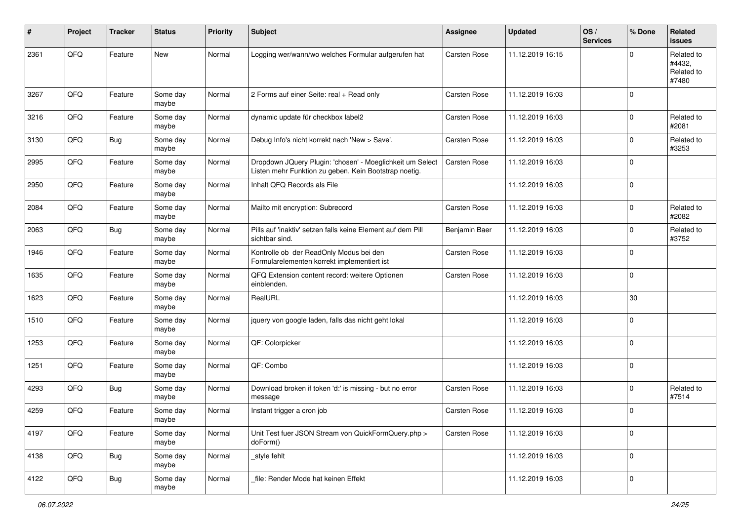| # | Project | Tracker | Status | Priority | Subject | Assignee | Updated | OS / Services | % Done | Related issues |
|---|---|---|---|---|---|---|---|---|---|---|
| 2361 | QFQ | Feature | New | Normal | Logging wer/wann/wo welches Formular aufgerufen hat | Carsten Rose | 11.12.2019 16:15 | | 0 | Related to #4432, Related to #7480 |
| 3267 | QFQ | Feature | Some day maybe | Normal | 2 Forms auf einer Seite: real + Read only | Carsten Rose | 11.12.2019 16:03 | | 0 | |
| 3216 | QFQ | Feature | Some day maybe | Normal | dynamic update für checkbox label2 | Carsten Rose | 11.12.2019 16:03 | | 0 | Related to #2081 |
| 3130 | QFQ | Bug | Some day maybe | Normal | Debug Info's nicht korrekt nach 'New > Save'. | Carsten Rose | 11.12.2019 16:03 | | 0 | Related to #3253 |
| 2995 | QFQ | Feature | Some day maybe | Normal | Dropdown JQuery Plugin: 'chosen' - Moeglichkeit um Select Listen mehr Funktion zu geben. Kein Bootstrap noetig. | Carsten Rose | 11.12.2019 16:03 | | 0 | |
| 2950 | QFQ | Feature | Some day maybe | Normal | Inhalt QFQ Records als File | | 11.12.2019 16:03 | | 0 | |
| 2084 | QFQ | Feature | Some day maybe | Normal | Mailto mit encryption: Subrecord | Carsten Rose | 11.12.2019 16:03 | | 0 | Related to #2082 |
| 2063 | QFQ | Bug | Some day maybe | Normal | Pills auf 'inaktiv' setzen falls keine Element auf dem Pill sichtbar sind. | Benjamin Baer | 11.12.2019 16:03 | | 0 | Related to #3752 |
| 1946 | QFQ | Feature | Some day maybe | Normal | Kontrolle ob der ReadOnly Modus bei den Formularelementen korrekt implementiert ist | Carsten Rose | 11.12.2019 16:03 | | 0 | |
| 1635 | QFQ | Feature | Some day maybe | Normal | QFQ Extension content record: weitere Optionen einblenden. | Carsten Rose | 11.12.2019 16:03 | | 0 | |
| 1623 | QFQ | Feature | Some day maybe | Normal | RealURL | | 11.12.2019 16:03 | | 30 | |
| 1510 | QFQ | Feature | Some day maybe | Normal | jquery von google laden, falls das nicht geht lokal | | 11.12.2019 16:03 | | 0 | |
| 1253 | QFQ | Feature | Some day maybe | Normal | QF: Colorpicker | | 11.12.2019 16:03 | | 0 | |
| 1251 | QFQ | Feature | Some day maybe | Normal | QF: Combo | | 11.12.2019 16:03 | | 0 | |
| 4293 | QFQ | Bug | Some day maybe | Normal | Download broken if token 'd:' is missing - but no error message | Carsten Rose | 11.12.2019 16:03 | | 0 | Related to #7514 |
| 4259 | QFQ | Feature | Some day maybe | Normal | Instant trigger a cron job | Carsten Rose | 11.12.2019 16:03 | | 0 | |
| 4197 | QFQ | Feature | Some day maybe | Normal | Unit Test fuer JSON Stream von QuickFormQuery.php > doForm() | Carsten Rose | 11.12.2019 16:03 | | 0 | |
| 4138 | QFQ | Bug | Some day maybe | Normal | _style fehlt | | 11.12.2019 16:03 | | 0 | |
| 4122 | QFQ | Bug | Some day maybe | Normal | _file: Render Mode hat keinen Effekt | | 11.12.2019 16:03 | | 0 | |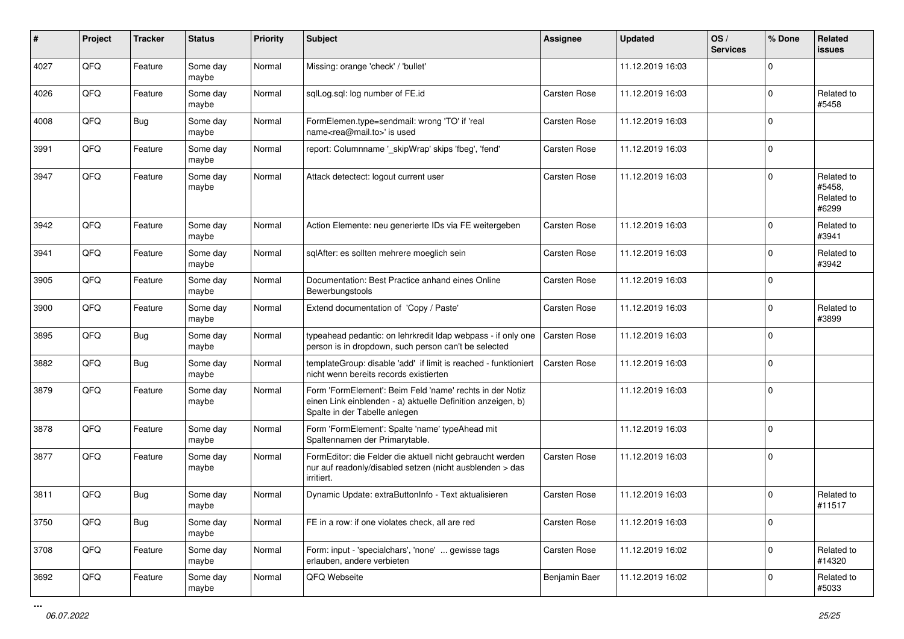| # | Project | Tracker | Status | Priority | Subject | Assignee | Updated | OS / Services | % Done | Related issues |
|---|---|---|---|---|---|---|---|---|---|---|
| 4027 | QFQ | Feature | Some day maybe | Normal | Missing: orange 'check' / 'bullet' | | 11.12.2019 16:03 | | 0 | |
| 4026 | QFQ | Feature | Some day maybe | Normal | sqlLog.sql: log number of FE.id | Carsten Rose | 11.12.2019 16:03 | | 0 | Related to #5458 |
| 4008 | QFQ | Bug | Some day maybe | Normal | FormElemen.type=sendmail: wrong 'TO' if 'real name<rea@mail.to>' is used | Carsten Rose | 11.12.2019 16:03 | | 0 | |
| 3991 | QFQ | Feature | Some day maybe | Normal | report: Columnname '_skipWrap' skips 'fbeg', 'fend' | Carsten Rose | 11.12.2019 16:03 | | 0 | |
| 3947 | QFQ | Feature | Some day maybe | Normal | Attack detectect: logout current user | Carsten Rose | 11.12.2019 16:03 | | 0 | Related to #5458, Related to #6299 |
| 3942 | QFQ | Feature | Some day maybe | Normal | Action Elemente: neu generierte IDs via FE weitergeben | Carsten Rose | 11.12.2019 16:03 | | 0 | Related to #3941 |
| 3941 | QFQ | Feature | Some day maybe | Normal | sqlAfter: es sollten mehrere moeglich sein | Carsten Rose | 11.12.2019 16:03 | | 0 | Related to #3942 |
| 3905 | QFQ | Feature | Some day maybe | Normal | Documentation: Best Practice anhand eines Online Bewerbungstools | Carsten Rose | 11.12.2019 16:03 | | 0 | |
| 3900 | QFQ | Feature | Some day maybe | Normal | Extend documentation of 'Copy / Paste' | Carsten Rose | 11.12.2019 16:03 | | 0 | Related to #3899 |
| 3895 | QFQ | Bug | Some day maybe | Normal | typeahead pedantic: on lehrkredit ldap webpass - if only one person is in dropdown, such person can't be selected | Carsten Rose | 11.12.2019 16:03 | | 0 | |
| 3882 | QFQ | Bug | Some day maybe | Normal | templateGroup: disable 'add' if limit is reached - funktioniert nicht wenn bereits records existierten | Carsten Rose | 11.12.2019 16:03 | | 0 | |
| 3879 | QFQ | Feature | Some day maybe | Normal | Form 'FormElement': Beim Feld 'name' rechts in der Notiz einen Link einblenden - a) aktuelle Definition anzeigen, b) Spalte in der Tabelle anlegen | | 11.12.2019 16:03 | | 0 | |
| 3878 | QFQ | Feature | Some day maybe | Normal | Form 'FormElement': Spalte 'name' typeAhead mit Spaltennamen der Primarytable. | | 11.12.2019 16:03 | | 0 | |
| 3877 | QFQ | Feature | Some day maybe | Normal | FormEditor: die Felder die aktuell nicht gebraucht werden nur auf readonly/disabled setzen (nicht ausblenden > das irritiert. | Carsten Rose | 11.12.2019 16:03 | | 0 | |
| 3811 | QFQ | Bug | Some day maybe | Normal | Dynamic Update: extraButtonInfo - Text aktualisieren | Carsten Rose | 11.12.2019 16:03 | | 0 | Related to #11517 |
| 3750 | QFQ | Bug | Some day maybe | Normal | FE in a row: if one violates check, all are red | Carsten Rose | 11.12.2019 16:03 | | 0 | |
| 3708 | QFQ | Feature | Some day maybe | Normal | Form: input - 'specialchars', 'none' ... gewisse tags erlauben, andere verbieten | Carsten Rose | 11.12.2019 16:02 | | 0 | Related to #14320 |
| 3692 | QFQ | Feature | Some day maybe | Normal | QFQ Webseite | Benjamin Baer | 11.12.2019 16:02 | | 0 | Related to #5033 |

...